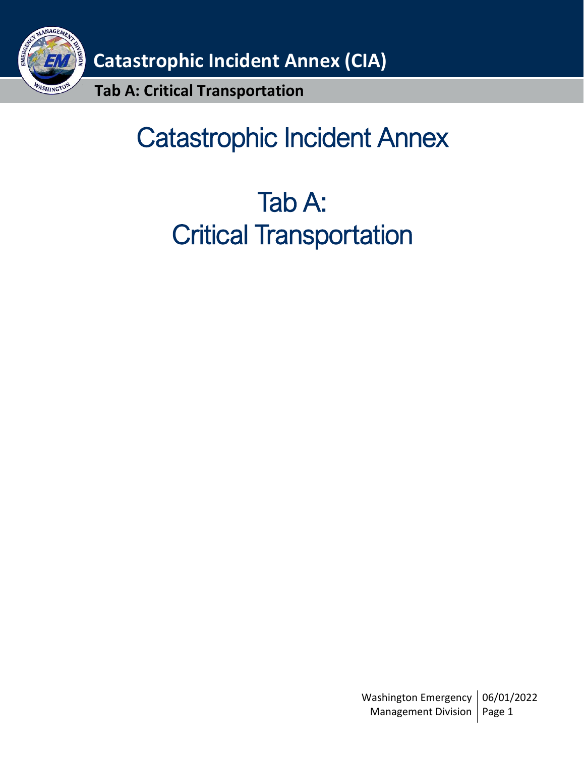# Catastrophic Incident Annex

# Tab A: Critical Transportation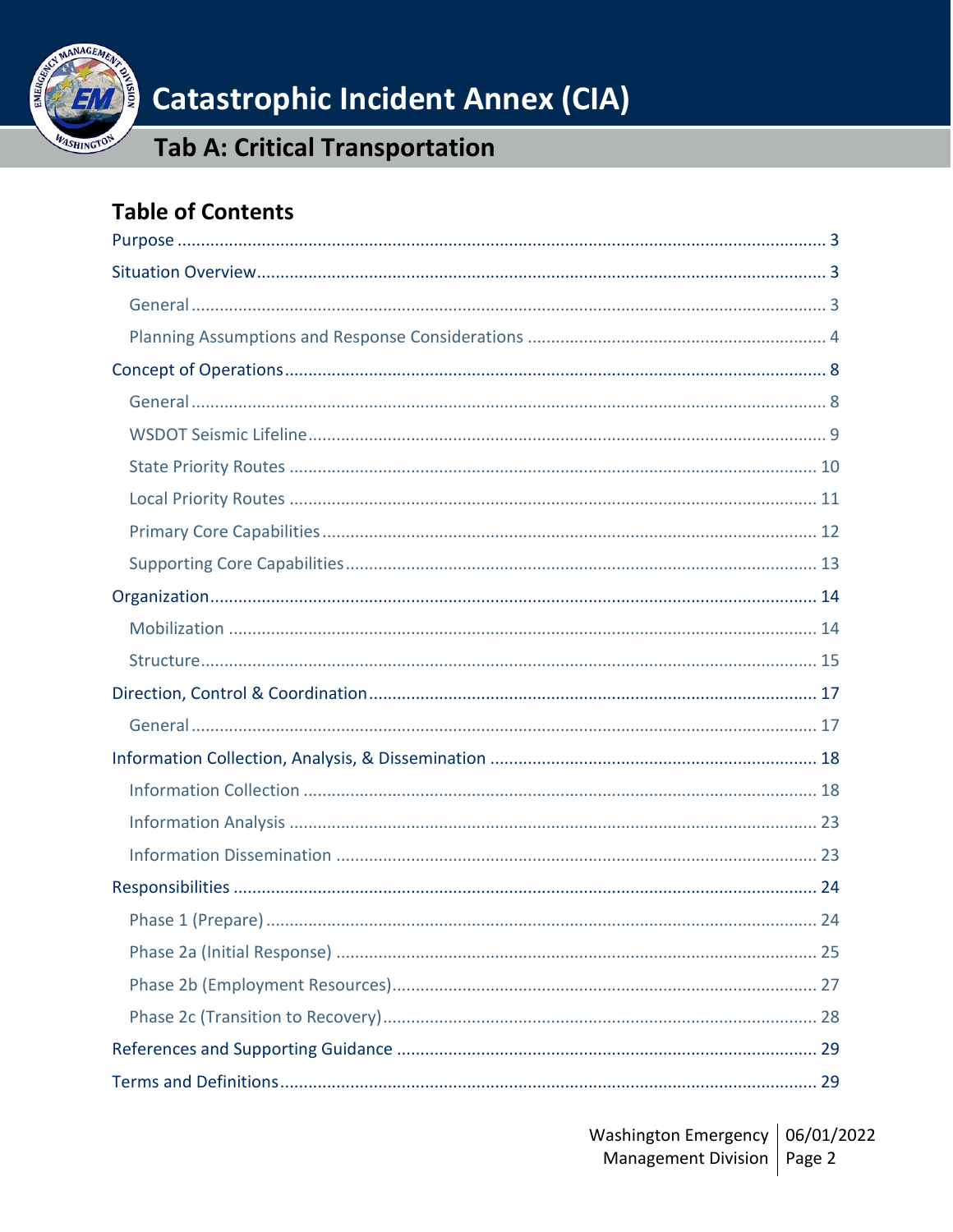# Catastrophic Incident Annex (CIA)

## Tab A: Critical Transportation

### Table of Contents

- Purpose ........ 3
- Situation Overview ........ 3
  - General ........ 3
  - Planning Assumptions and Response Considerations ........ 4
- Concept of Operations ........ 8
  - General ........ 8
  - WSDOT Seismic Lifeline ........ 9
  - State Priority Routes ........ 10
  - Local Priority Routes ........ 11
  - Primary Core Capabilities ........ 12
  - Supporting Core Capabilities ........ 13
- Organization ........ 14
  - Mobilization ........ 14
  - Structure ........ 15
- Direction, Control & Coordination ........ 17
  - General ........ 17
- Information Collection, Analysis, & Dissemination ........ 18
  - Information Collection ........ 18
  - Information Analysis ........ 23
  - Information Dissemination ........ 23
- Responsibilities ........ 24
  - Phase 1 (Prepare) ........ 24
  - Phase 2a (Initial Response) ........ 25
  - Phase 2b (Employment Resources) ........ 27
  - Phase 2c (Transition to Recovery) ........ 28
- References and Supporting Guidance ........ 29
- Terms and Definitions ........ 29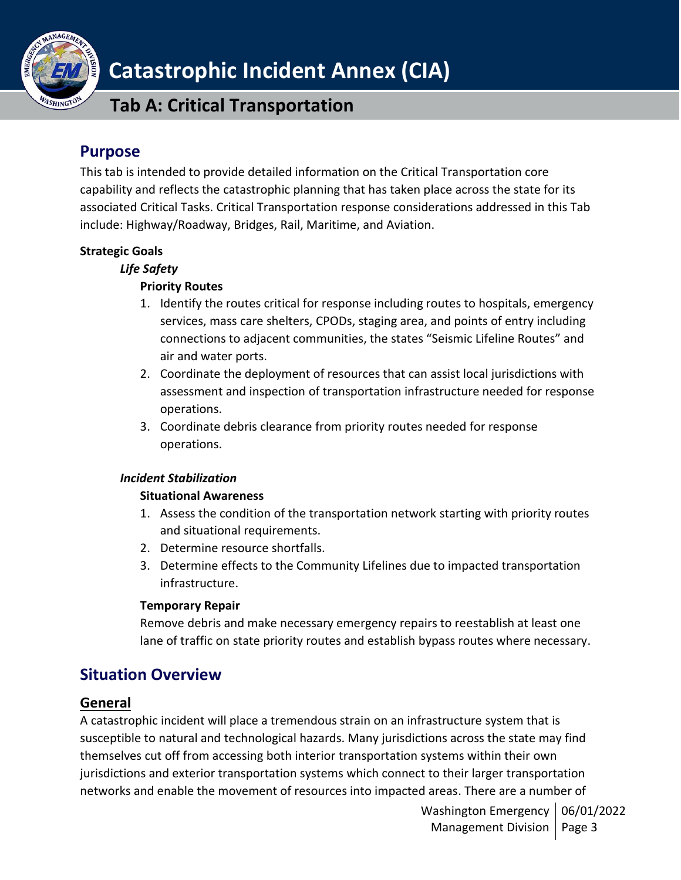# Catastrophic Incident Annex (CIA)

## Tab A: Critical Transportation

## Purpose

This tab is intended to provide detailed information on the Critical Transportation core capability and reflects the catastrophic planning that has taken place across the state for its associated Critical Tasks. Critical Transportation response considerations addressed in this Tab include: Highway/Roadway, Bridges, Rail, Maritime, and Aviation.

**Strategic Goals**

***Life Safety***

**Priority Routes**

1. Identify the routes critical for response including routes to hospitals, emergency services, mass care shelters, CPODs, staging area, and points of entry including connections to adjacent communities, the states "Seismic Lifeline Routes" and air and water ports.
2. Coordinate the deployment of resources that can assist local jurisdictions with assessment and inspection of transportation infrastructure needed for response operations.
3. Coordinate debris clearance from priority routes needed for response operations.

***Incident Stabilization***

**Situational Awareness**

1. Assess the condition of the transportation network starting with priority routes and situational requirements.
2. Determine resource shortfalls.
3. Determine effects to the Community Lifelines due to impacted transportation infrastructure.

**Temporary Repair**

Remove debris and make necessary emergency repairs to reestablish at least one lane of traffic on state priority routes and establish bypass routes where necessary.

## Situation Overview

### General

A catastrophic incident will place a tremendous strain on an infrastructure system that is susceptible to natural and technological hazards. Many jurisdictions across the state may find themselves cut off from accessing both interior transportation systems within their own jurisdictions and exterior transportation systems which connect to their larger transportation networks and enable the movement of resources into impacted areas. There are a number of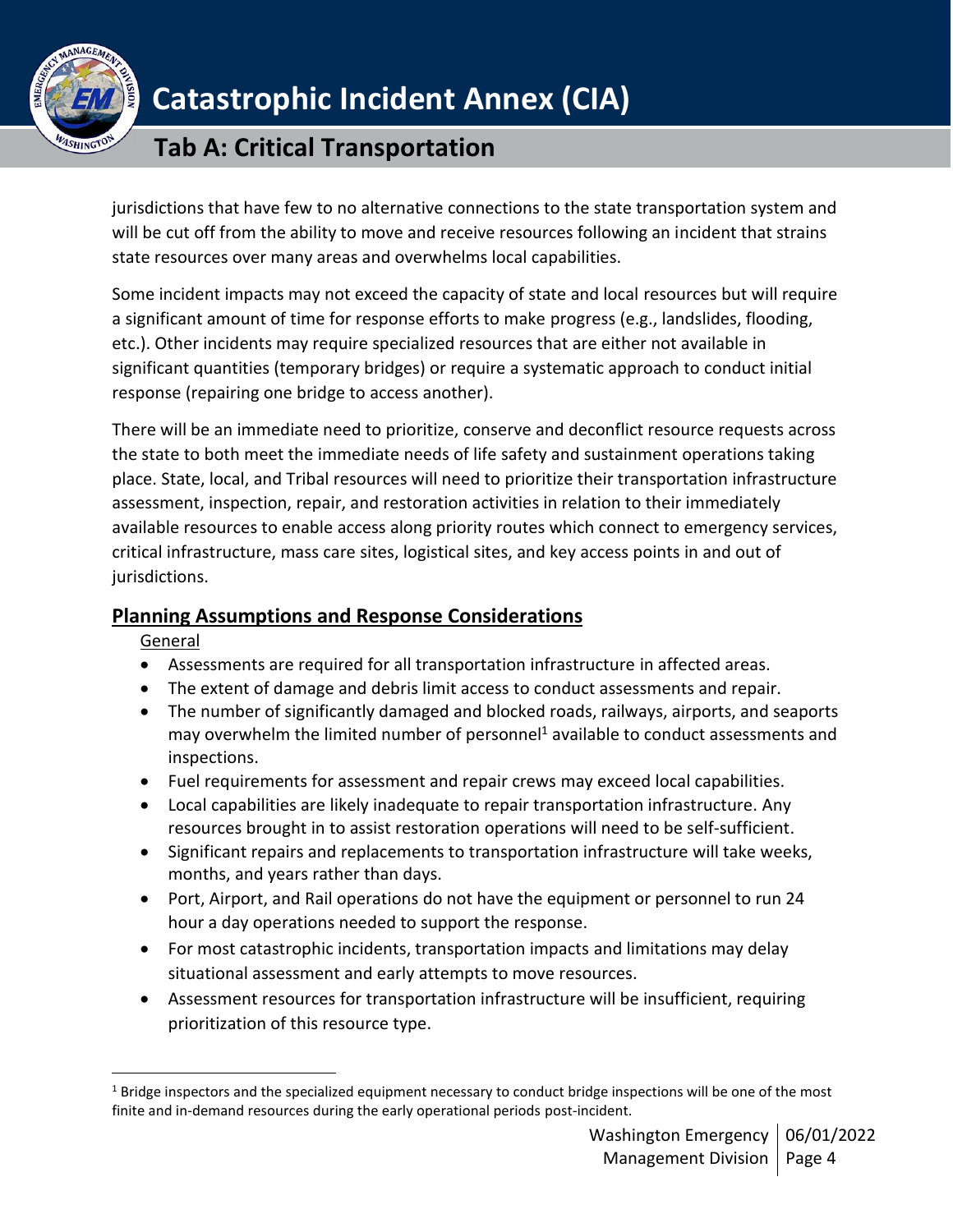jurisdictions that have few to no alternative connections to the state transportation system and will be cut off from the ability to move and receive resources following an incident that strains state resources over many areas and overwhelms local capabilities.

Some incident impacts may not exceed the capacity of state and local resources but will require a significant amount of time for response efforts to make progress (e.g., landslides, flooding, etc.). Other incidents may require specialized resources that are either not available in significant quantities (temporary bridges) or require a systematic approach to conduct initial response (repairing one bridge to access another).

There will be an immediate need to prioritize, conserve and deconflict resource requests across the state to both meet the immediate needs of life safety and sustainment operations taking place. State, local, and Tribal resources will need to prioritize their transportation infrastructure assessment, inspection, repair, and restoration activities in relation to their immediately available resources to enable access along priority routes which connect to emergency services, critical infrastructure, mass care sites, logistical sites, and key access points in and out of jurisdictions.

## Planning Assumptions and Response Considerations

General

- Assessments are required for all transportation infrastructure in affected areas.
- The extent of damage and debris limit access to conduct assessments and repair.
- The number of significantly damaged and blocked roads, railways, airports, and seaports may overwhelm the limited number of personnel[1] available to conduct assessments and inspections.
- Fuel requirements for assessment and repair crews may exceed local capabilities.
- Local capabilities are likely inadequate to repair transportation infrastructure. Any resources brought in to assist restoration operations will need to be self-sufficient.
- Significant repairs and replacements to transportation infrastructure will take weeks, months, and years rather than days.
- Port, Airport, and Rail operations do not have the equipment or personnel to run 24 hour a day operations needed to support the response.
- For most catastrophic incidents, transportation impacts and limitations may delay situational assessment and early attempts to move resources.
- Assessment resources for transportation infrastructure will be insufficient, requiring prioritization of this resource type.

[1] Bridge inspectors and the specialized equipment necessary to conduct bridge inspections will be one of the most finite and in-demand resources during the early operational periods post-incident.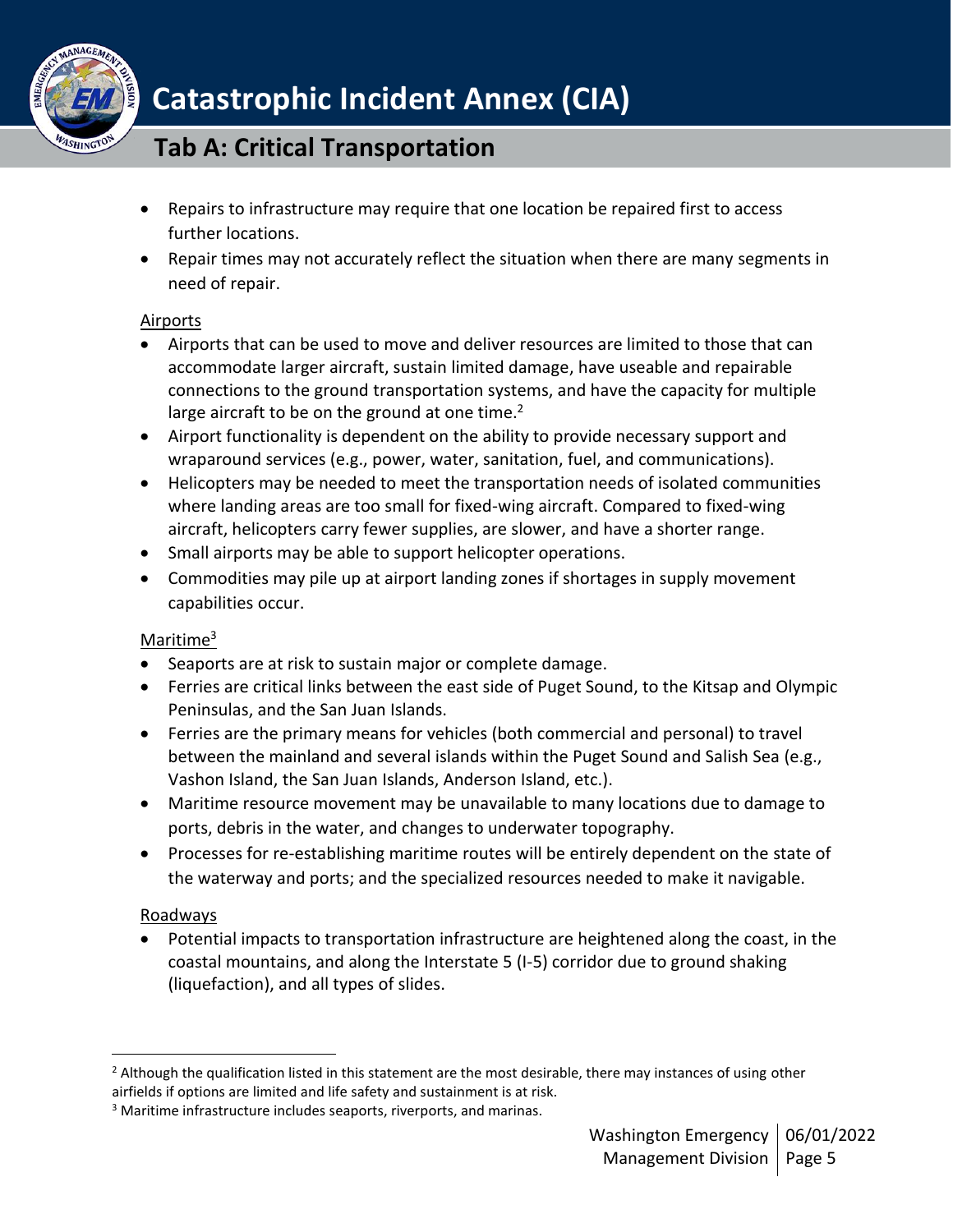- Repairs to infrastructure may require that one location be repaired first to access further locations.
- Repair times may not accurately reflect the situation when there are many segments in need of repair.

Airports

- Airports that can be used to move and deliver resources are limited to those that can accommodate larger aircraft, sustain limited damage, have useable and repairable connections to the ground transportation systems, and have the capacity for multiple large aircraft to be on the ground at one time.[2]
- Airport functionality is dependent on the ability to provide necessary support and wraparound services (e.g., power, water, sanitation, fuel, and communications).
- Helicopters may be needed to meet the transportation needs of isolated communities where landing areas are too small for fixed-wing aircraft. Compared to fixed-wing aircraft, helicopters carry fewer supplies, are slower, and have a shorter range.
- Small airports may be able to support helicopter operations.
- Commodities may pile up at airport landing zones if shortages in supply movement capabilities occur.

Maritime[3]

- Seaports are at risk to sustain major or complete damage.
- Ferries are critical links between the east side of Puget Sound, to the Kitsap and Olympic Peninsulas, and the San Juan Islands.
- Ferries are the primary means for vehicles (both commercial and personal) to travel between the mainland and several islands within the Puget Sound and Salish Sea (e.g., Vashon Island, the San Juan Islands, Anderson Island, etc.).
- Maritime resource movement may be unavailable to many locations due to damage to ports, debris in the water, and changes to underwater topography.
- Processes for re-establishing maritime routes will be entirely dependent on the state of the waterway and ports; and the specialized resources needed to make it navigable.

Roadways

- Potential impacts to transportation infrastructure are heightened along the coast, in the coastal mountains, and along the Interstate 5 (I-5) corridor due to ground shaking (liquefaction), and all types of slides.

---

[2] Although the qualification listed in this statement are the most desirable, there may instances of using other airfields if options are limited and life safety and sustainment is at risk.

[3] Maritime infrastructure includes seaports, riverports, and marinas.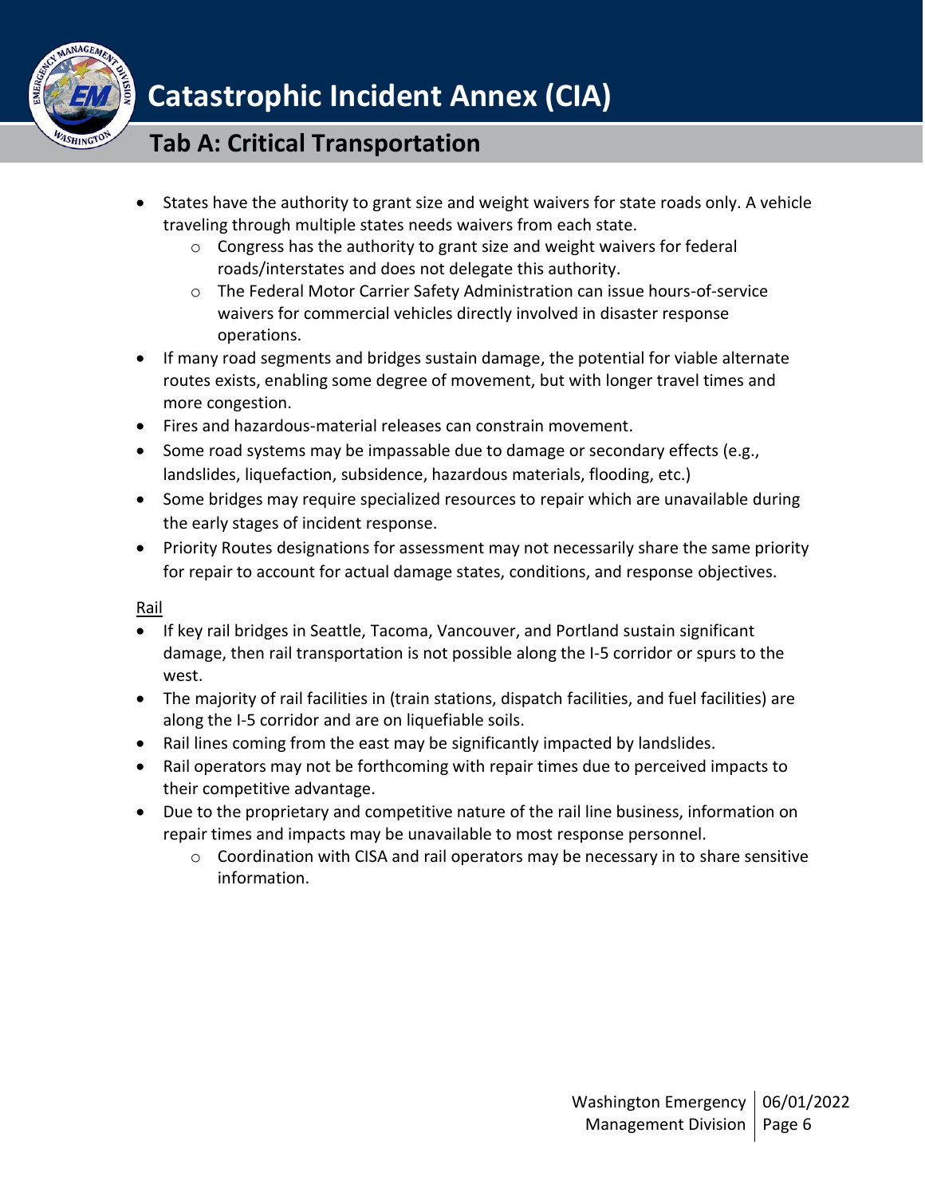- States have the authority to grant size and weight waivers for state roads only. A vehicle traveling through multiple states needs waivers from each state.
  - Congress has the authority to grant size and weight waivers for federal roads/interstates and does not delegate this authority.
  - The Federal Motor Carrier Safety Administration can issue hours-of-service waivers for commercial vehicles directly involved in disaster response operations.
- If many road segments and bridges sustain damage, the potential for viable alternate routes exists, enabling some degree of movement, but with longer travel times and more congestion.
- Fires and hazardous-material releases can constrain movement.
- Some road systems may be impassable due to damage or secondary effects (e.g., landslides, liquefaction, subsidence, hazardous materials, flooding, etc.)
- Some bridges may require specialized resources to repair which are unavailable during the early stages of incident response.
- Priority Routes designations for assessment may not necessarily share the same priority for repair to account for actual damage states, conditions, and response objectives.

Rail

- If key rail bridges in Seattle, Tacoma, Vancouver, and Portland sustain significant damage, then rail transportation is not possible along the I-5 corridor or spurs to the west.
- The majority of rail facilities in (train stations, dispatch facilities, and fuel facilities) are along the I-5 corridor and are on liquefiable soils.
- Rail lines coming from the east may be significantly impacted by landslides.
- Rail operators may not be forthcoming with repair times due to perceived impacts to their competitive advantage.
- Due to the proprietary and competitive nature of the rail line business, information on repair times and impacts may be unavailable to most response personnel.
  - Coordination with CISA and rail operators may be necessary in to share sensitive information.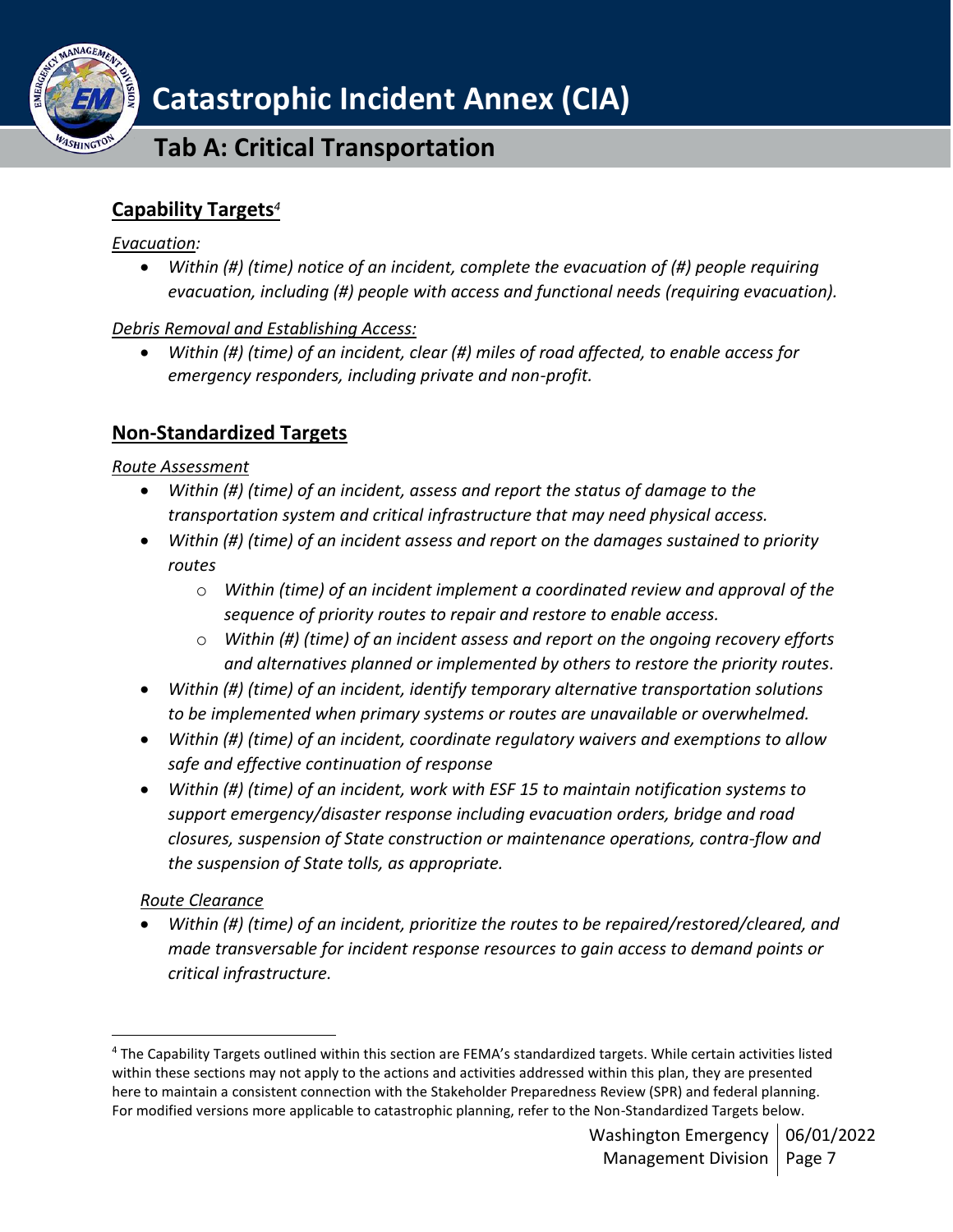## Capability Targets[4]

*Evacuation:*

- *Within (#) (time) notice of an incident, complete the evacuation of (#) people requiring evacuation, including (#) people with access and functional needs (requiring evacuation).*

*Debris Removal and Establishing Access:*

- *Within (#) (time) of an incident, clear (#) miles of road affected, to enable access for emergency responders, including private and non-profit.*

## Non-Standardized Targets

*Route Assessment*

- *Within (#) (time) of an incident, assess and report the status of damage to the transportation system and critical infrastructure that may need physical access.*
- *Within (#) (time) of an incident assess and report on the damages sustained to priority routes*
  - *Within (time) of an incident implement a coordinated review and approval of the sequence of priority routes to repair and restore to enable access.*
  - *Within (#) (time) of an incident assess and report on the ongoing recovery efforts and alternatives planned or implemented by others to restore the priority routes.*
- *Within (#) (time) of an incident, identify temporary alternative transportation solutions to be implemented when primary systems or routes are unavailable or overwhelmed.*
- *Within (#) (time) of an incident, coordinate regulatory waivers and exemptions to allow safe and effective continuation of response*
- *Within (#) (time) of an incident, work with ESF 15 to maintain notification systems to support emergency/disaster response including evacuation orders, bridge and road closures, suspension of State construction or maintenance operations, contra-flow and the suspension of State tolls, as appropriate.*

*Route Clearance*

- *Within (#) (time) of an incident, prioritize the routes to be repaired/restored/cleared, and made transversable for incident response resources to gain access to demand points or critical infrastructure.*

---

[4] The Capability Targets outlined within this section are FEMA's standardized targets. While certain activities listed within these sections may not apply to the actions and activities addressed within this plan, they are presented here to maintain a consistent connection with the Stakeholder Preparedness Review (SPR) and federal planning. For modified versions more applicable to catastrophic planning, refer to the Non-Standardized Targets below.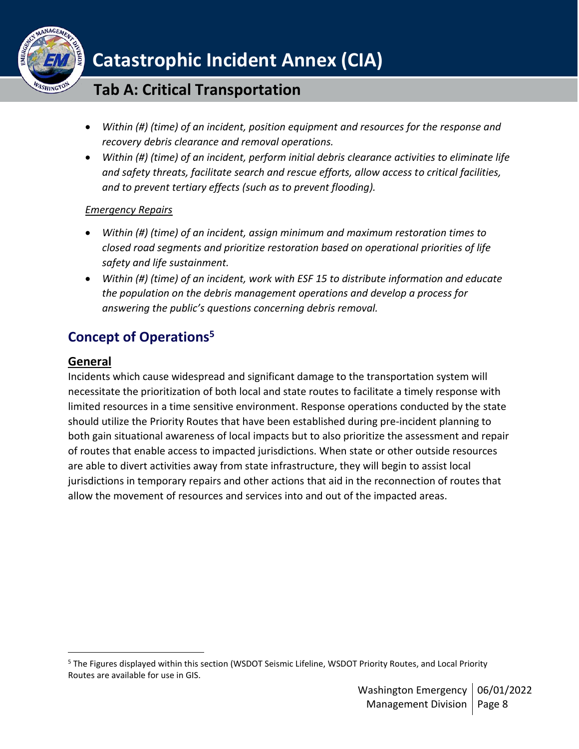- *Within (#) (time) of an incident, position equipment and resources for the response and recovery debris clearance and removal operations.*
- *Within (#) (time) of an incident, perform initial debris clearance activities to eliminate life and safety threats, facilitate search and rescue efforts, allow access to critical facilities, and to prevent tertiary effects (such as to prevent flooding).*

*Emergency Repairs*

- *Within (#) (time) of an incident, assign minimum and maximum restoration times to closed road segments and prioritize restoration based on operational priorities of life safety and life sustainment.*
- *Within (#) (time) of an incident, work with ESF 15 to distribute information and educate the population on the debris management operations and develop a process for answering the public's questions concerning debris removal.*

## Concept of Operations[5]

### General

Incidents which cause widespread and significant damage to the transportation system will necessitate the prioritization of both local and state routes to facilitate a timely response with limited resources in a time sensitive environment. Response operations conducted by the state should utilize the Priority Routes that have been established during pre-incident planning to both gain situational awareness of local impacts but to also prioritize the assessment and repair of routes that enable access to impacted jurisdictions. When state or other outside resources are able to divert activities away from state infrastructure, they will begin to assist local jurisdictions in temporary repairs and other actions that aid in the reconnection of routes that allow the movement of resources and services into and out of the impacted areas.

[5] The Figures displayed within this section (WSDOT Seismic Lifeline, WSDOT Priority Routes, and Local Priority Routes are available for use in GIS.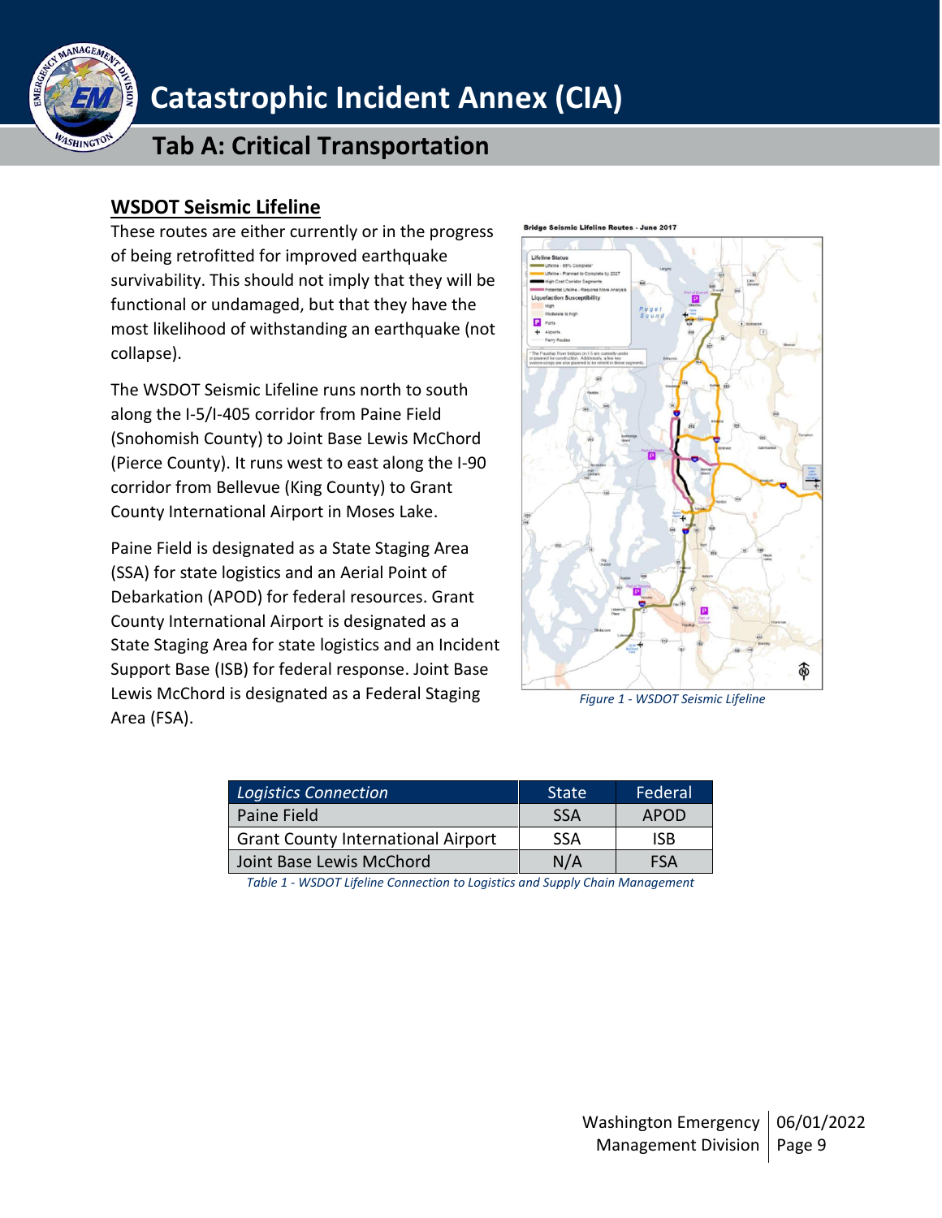## WSDOT Seismic Lifeline

These routes are either currently or in the progress of being retrofitted for improved earthquake survivability. This should not imply that they will be functional or undamaged, but that they have the most likelihood of withstanding an earthquake (not collapse).

The WSDOT Seismic Lifeline runs north to south along the I-5/I-405 corridor from Paine Field (Snohomish County) to Joint Base Lewis McChord (Pierce County). It runs west to east along the I-90 corridor from Bellevue (King County) to Grant County International Airport in Moses Lake.

Paine Field is designated as a State Staging Area (SSA) for state logistics and an Aerial Point of Debarkation (APOD) for federal resources. Grant County International Airport is designated as a State Staging Area for state logistics and an Incident Support Base (ISB) for federal response. Joint Base Lewis McChord is designated as a Federal Staging Area (FSA).

*Figure 1 - WSDOT Seismic Lifeline*

| *Logistics Connection* | State | Federal |
|---|---|---|
| Paine Field | SSA | APOD |
| Grant County International Airport | SSA | ISB |
| Joint Base Lewis McChord | N/A | FSA |

*Table 1 - WSDOT Lifeline Connection to Logistics and Supply Chain Management*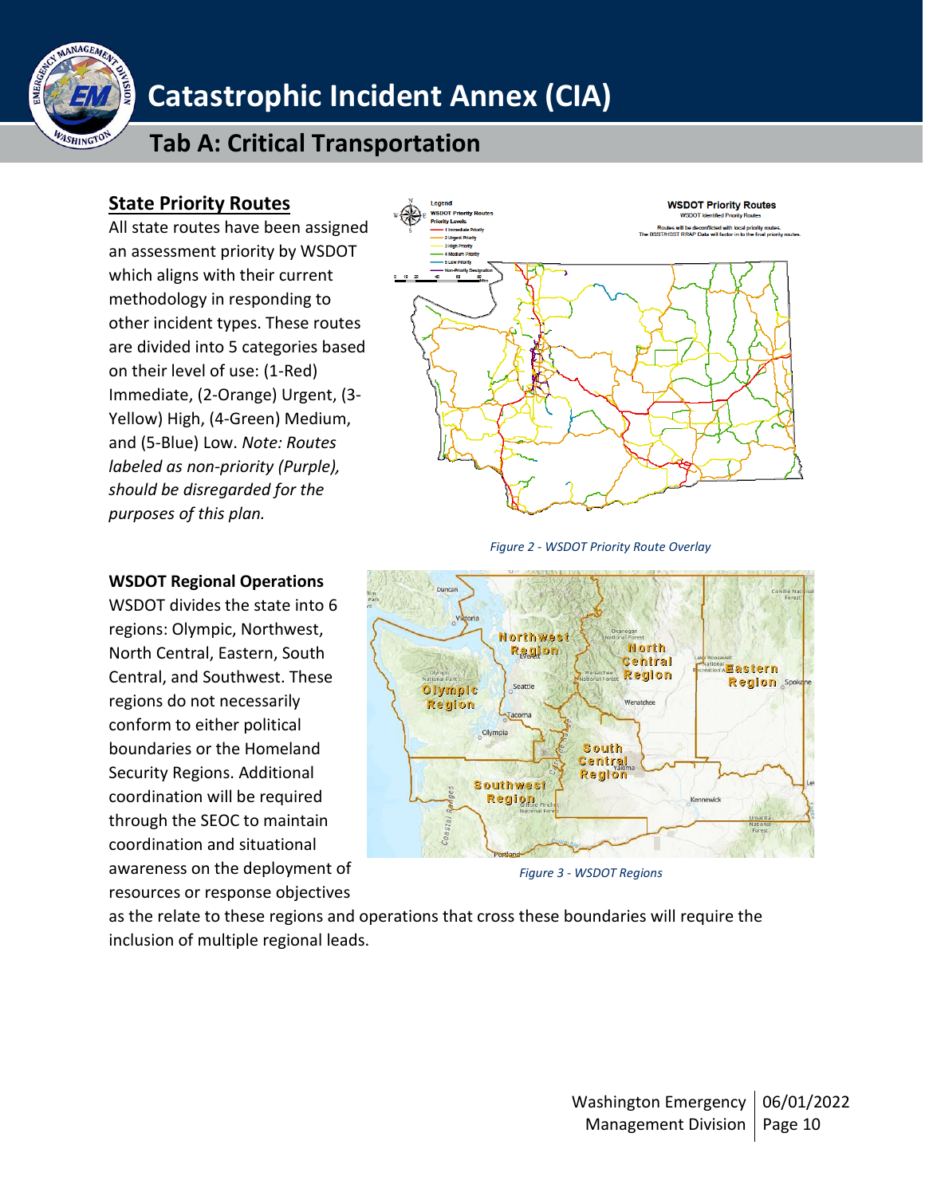## State Priority Routes

All state routes have been assigned an assessment priority by WSDOT which aligns with their current methodology in responding to other incident types. These routes are divided into 5 categories based on their level of use: (1-Red) Immediate, (2-Orange) Urgent, (3-Yellow) High, (4-Green) Medium, and (5-Blue) Low. *Note: Routes labeled as non-priority (Purple), should be disregarded for the purposes of this plan.*

*Figure 2 - WSDOT Priority Route Overlay*

**WSDOT Regional Operations**

WSDOT divides the state into 6 regions: Olympic, Northwest, North Central, Eastern, South Central, and Southwest. These regions do not necessarily conform to either political boundaries or the Homeland Security Regions. Additional coordination will be required through the SEOC to maintain coordination and situational awareness on the deployment of resources or response objectives as the relate to these regions and operations that cross these boundaries will require the inclusion of multiple regional leads.

*Figure 3 - WSDOT Regions*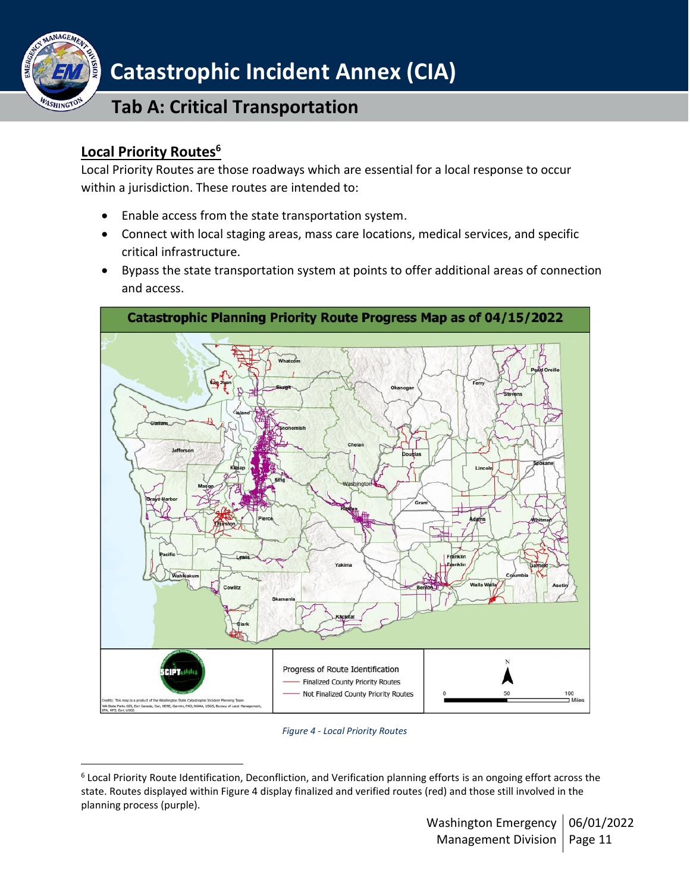## Local Priority Routes[6]

Local Priority Routes are those roadways which are essential for a local response to occur within a jurisdiction. These routes are intended to:

- Enable access from the state transportation system.
- Connect with local staging areas, mass care locations, medical services, and specific critical infrastructure.
- Bypass the state transportation system at points to offer additional areas of connection and access.

*Figure 4 - Local Priority Routes*

[6] Local Priority Route Identification, Deconfliction, and Verification planning efforts is an ongoing effort across the state. Routes displayed within Figure 4 display finalized and verified routes (red) and those still involved in the planning process (purple).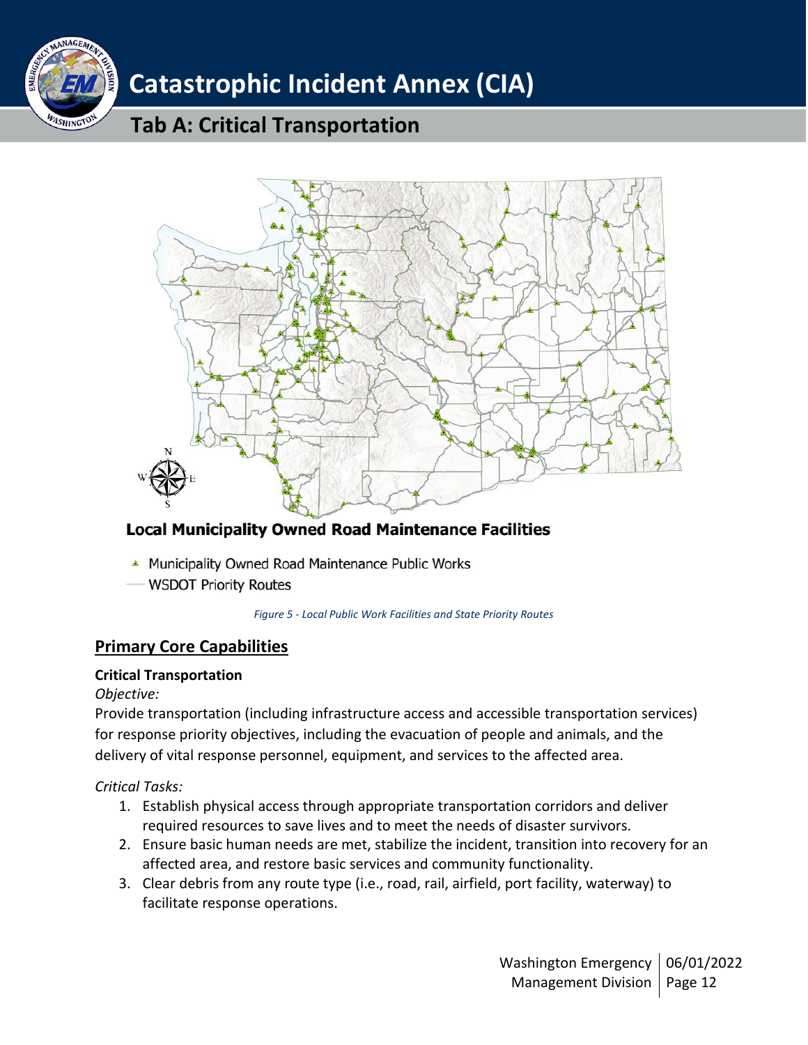**Local Municipality Owned Road Maintenance Facilities**

- Municipality Owned Road Maintenance Public Works
- WSDOT Priority Routes

*Figure 5 - Local Public Work Facilities and State Priority Routes*

## Primary Core Capabilities

### Critical Transportation

*Objective:*

Provide transportation (including infrastructure access and accessible transportation services) for response priority objectives, including the evacuation of people and animals, and the delivery of vital response personnel, equipment, and services to the affected area.

*Critical Tasks:*

1. Establish physical access through appropriate transportation corridors and deliver required resources to save lives and to meet the needs of disaster survivors.
2. Ensure basic human needs are met, stabilize the incident, transition into recovery for an affected area, and restore basic services and community functionality.
3. Clear debris from any route type (i.e., road, rail, airfield, port facility, waterway) to facilitate response operations.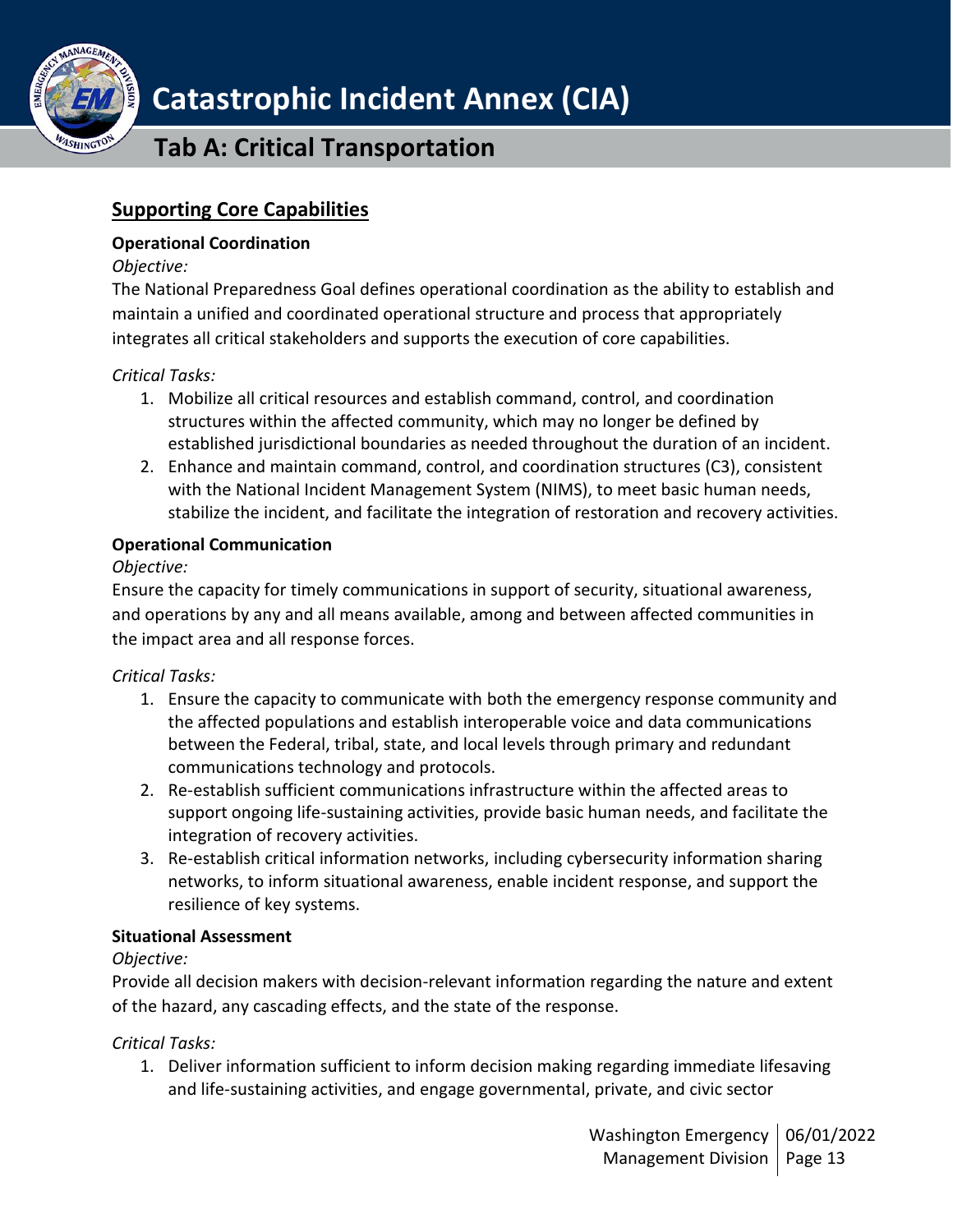## Supporting Core Capabilities

### Operational Coordination

*Objective:*

The National Preparedness Goal defines operational coordination as the ability to establish and maintain a unified and coordinated operational structure and process that appropriately integrates all critical stakeholders and supports the execution of core capabilities.

*Critical Tasks:*

1. Mobilize all critical resources and establish command, control, and coordination structures within the affected community, which may no longer be defined by established jurisdictional boundaries as needed throughout the duration of an incident.
2. Enhance and maintain command, control, and coordination structures (C3), consistent with the National Incident Management System (NIMS), to meet basic human needs, stabilize the incident, and facilitate the integration of restoration and recovery activities.

### Operational Communication

*Objective:*

Ensure the capacity for timely communications in support of security, situational awareness, and operations by any and all means available, among and between affected communities in the impact area and all response forces.

*Critical Tasks:*

1. Ensure the capacity to communicate with both the emergency response community and the affected populations and establish interoperable voice and data communications between the Federal, tribal, state, and local levels through primary and redundant communications technology and protocols.
2. Re-establish sufficient communications infrastructure within the affected areas to support ongoing life-sustaining activities, provide basic human needs, and facilitate the integration of recovery activities.
3. Re-establish critical information networks, including cybersecurity information sharing networks, to inform situational awareness, enable incident response, and support the resilience of key systems.

### Situational Assessment

*Objective:*

Provide all decision makers with decision-relevant information regarding the nature and extent of the hazard, any cascading effects, and the state of the response.

*Critical Tasks:*

1. Deliver information sufficient to inform decision making regarding immediate lifesaving and life-sustaining activities, and engage governmental, private, and civic sector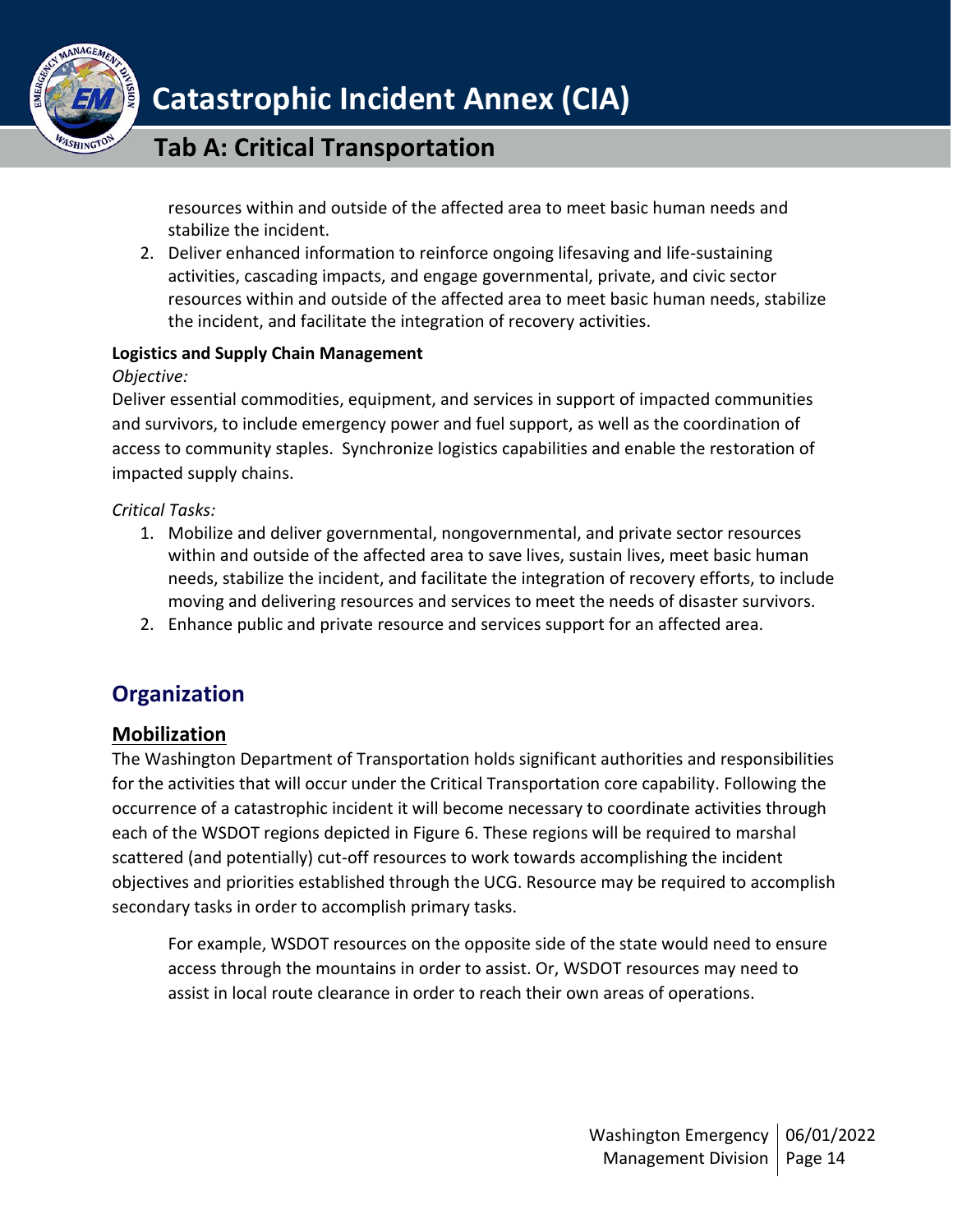resources within and outside of the affected area to meet basic human needs and stabilize the incident.

2. Deliver enhanced information to reinforce ongoing lifesaving and life-sustaining activities, cascading impacts, and engage governmental, private, and civic sector resources within and outside of the affected area to meet basic human needs, stabilize the incident, and facilitate the integration of recovery activities.

**Logistics and Supply Chain Management**

*Objective:*

Deliver essential commodities, equipment, and services in support of impacted communities and survivors, to include emergency power and fuel support, as well as the coordination of access to community staples. Synchronize logistics capabilities and enable the restoration of impacted supply chains.

*Critical Tasks:*

1. Mobilize and deliver governmental, nongovernmental, and private sector resources within and outside of the affected area to save lives, sustain lives, meet basic human needs, stabilize the incident, and facilitate the integration of recovery efforts, to include moving and delivering resources and services to meet the needs of disaster survivors.
2. Enhance public and private resource and services support for an affected area.

## Organization

### Mobilization

The Washington Department of Transportation holds significant authorities and responsibilities for the activities that will occur under the Critical Transportation core capability. Following the occurrence of a catastrophic incident it will become necessary to coordinate activities through each of the WSDOT regions depicted in Figure 6. These regions will be required to marshal scattered (and potentially) cut-off resources to work towards accomplishing the incident objectives and priorities established through the UCG. Resource may be required to accomplish secondary tasks in order to accomplish primary tasks.

> For example, WSDOT resources on the opposite side of the state would need to ensure access through the mountains in order to assist. Or, WSDOT resources may need to assist in local route clearance in order to reach their own areas of operations.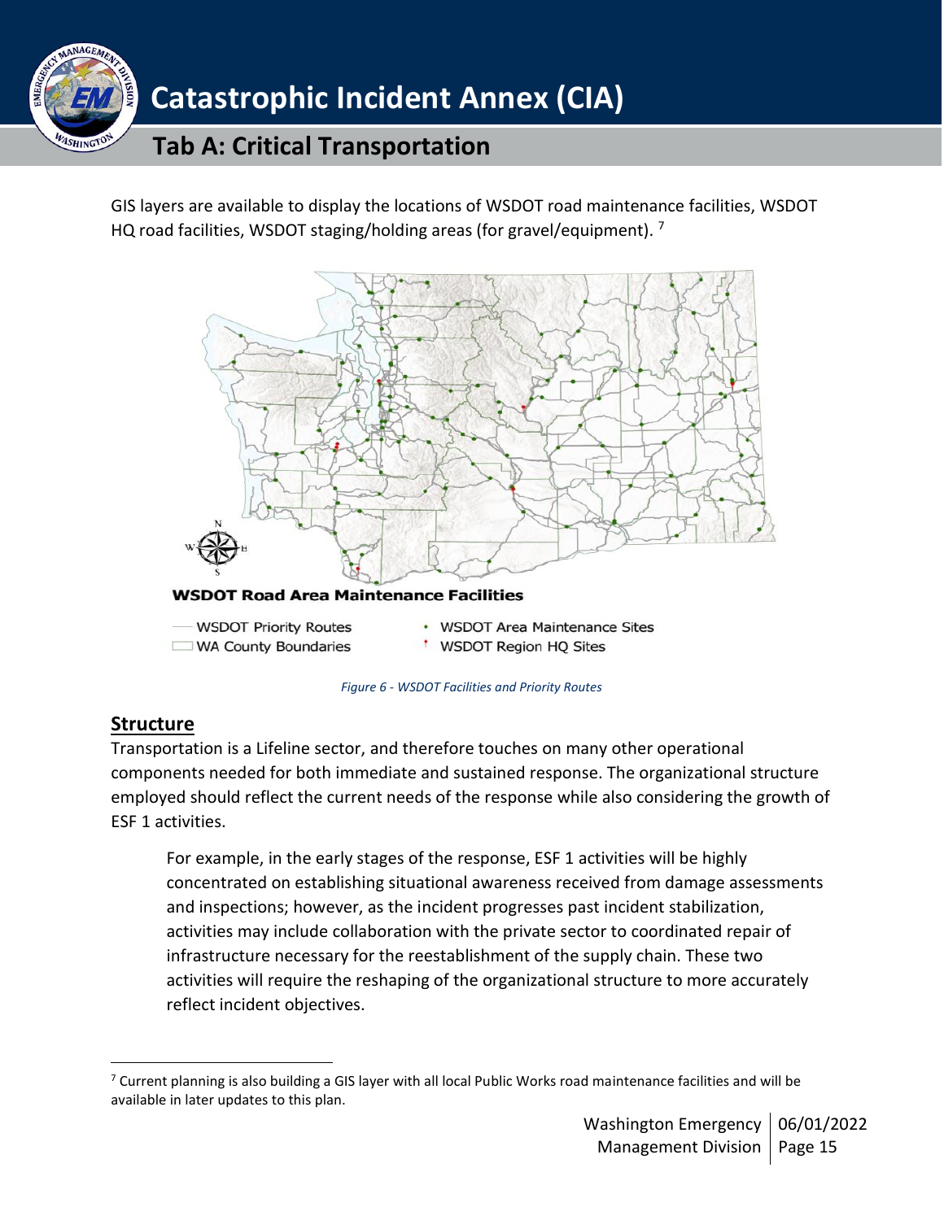GIS layers are available to display the locations of WSDOT road maintenance facilities, WSDOT HQ road facilities, WSDOT staging/holding areas (for gravel/equipment).[7]

**WSDOT Road Area Maintenance Facilities**

- WSDOT Priority Routes
- WA County Boundaries
- WSDOT Area Maintenance Sites
- WSDOT Region HQ Sites

*Figure 6 - WSDOT Facilities and Priority Routes*

## Structure

Transportation is a Lifeline sector, and therefore touches on many other operational components needed for both immediate and sustained response. The organizational structure employed should reflect the current needs of the response while also considering the growth of ESF 1 activities.

> For example, in the early stages of the response, ESF 1 activities will be highly concentrated on establishing situational awareness received from damage assessments and inspections; however, as the incident progresses past incident stabilization, activities may include collaboration with the private sector to coordinated repair of infrastructure necessary for the reestablishment of the supply chain. These two activities will require the reshaping of the organizational structure to more accurately reflect incident objectives.

[7] Current planning is also building a GIS layer with all local Public Works road maintenance facilities and will be available in later updates to this plan.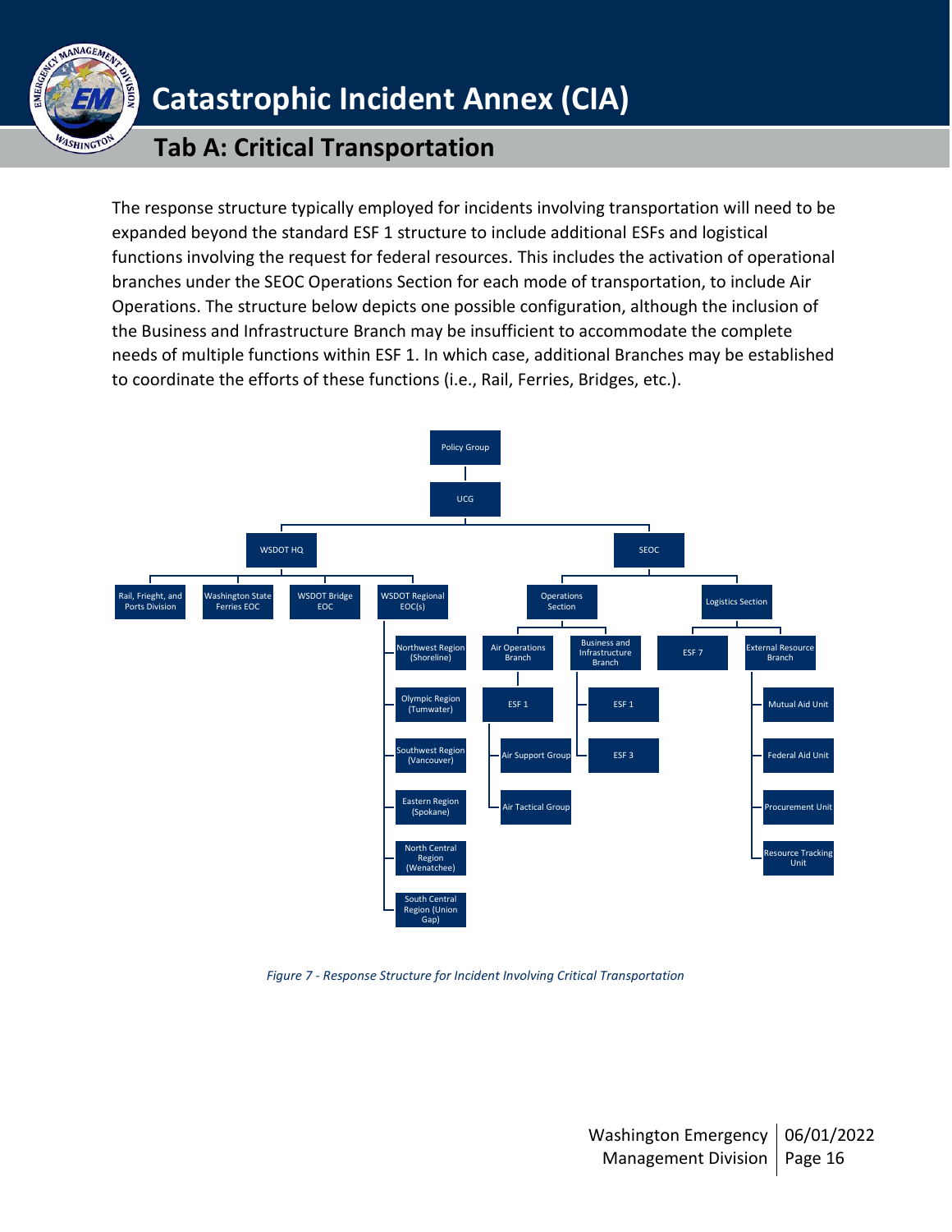The response structure typically employed for incidents involving transportation will need to be expanded beyond the standard ESF 1 structure to include additional ESFs and logistical functions involving the request for federal resources. This includes the activation of operational branches under the SEOC Operations Section for each mode of transportation, to include Air Operations. The structure below depicts one possible configuration, although the inclusion of the Business and Infrastructure Branch may be insufficient to accommodate the complete needs of multiple functions within ESF 1. In which case, additional Branches may be established to coordinate the efforts of these functions (i.e., Rail, Ferries, Bridges, etc.).

- Policy Group
  - UCG
    - WSDOT HQ
      - Rail, Frieght, and Ports Division
      - Washington State Ferries EOC
      - WSDOT Bridge EOC
      - WSDOT Regional EOC(s)
        - Northwest Region (Shoreline)
        - Olympic Region (Tumwater)
        - Southwest Region (Vancouver)
        - Eastern Region (Spokane)
        - North Central Region (Wenatchee)
        - South Central Region (Union Gap)
    - SEOC
      - Operations Section
        - Air Operations Branch
          - ESF 1
            - Air Support Group
            - Air Tactical Group
        - Business and Infrastructure Branch
          - ESF 1
          - ESF 3
      - Logistics Section
        - ESF 7
        - External Resource Branch
          - Mutual Aid Unit
          - Federal Aid Unit
          - Procurement Unit
          - Resource Tracking Unit

*Figure 7 - Response Structure for Incident Involving Critical Transportation*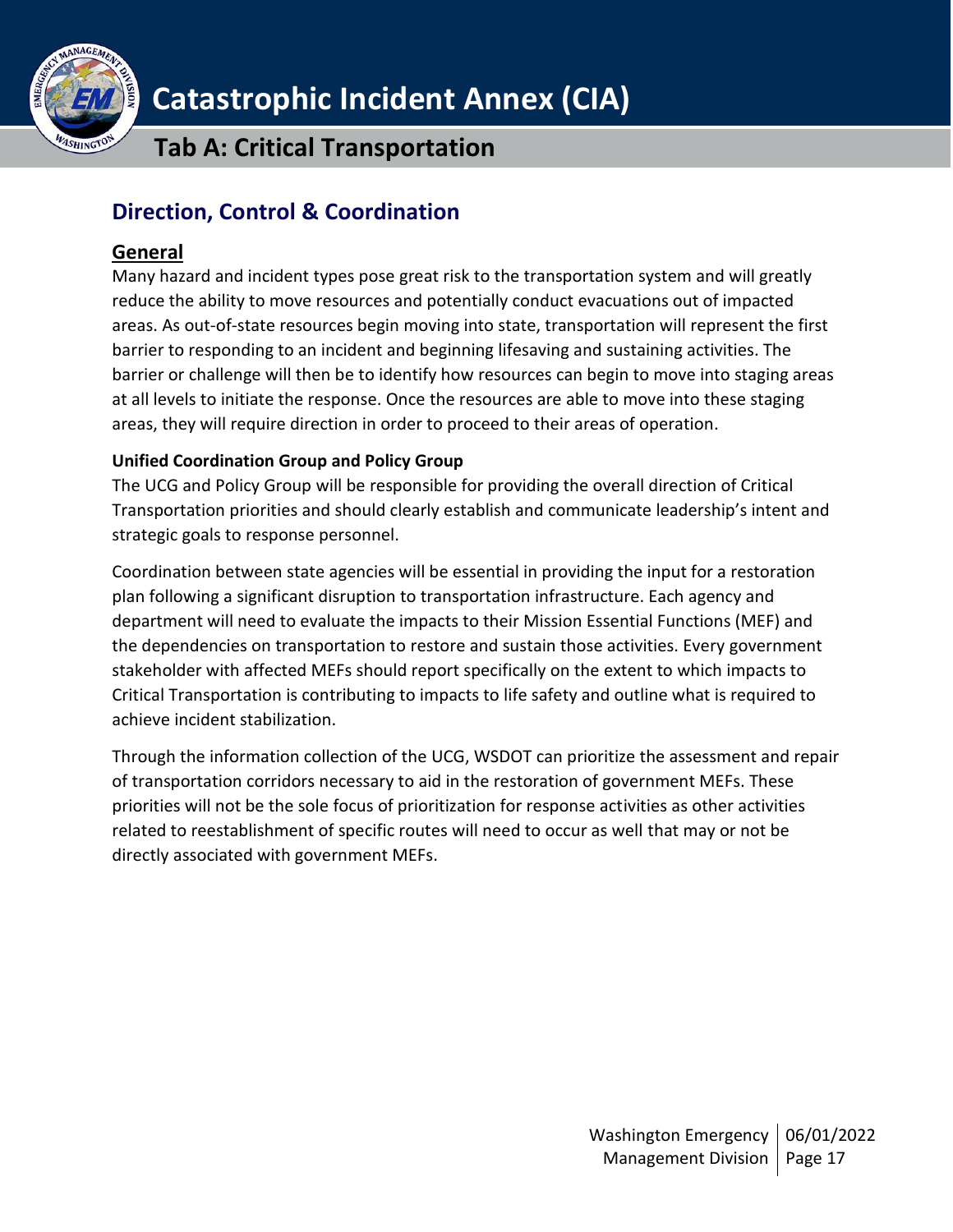## Direction, Control & Coordination

### General

Many hazard and incident types pose great risk to the transportation system and will greatly reduce the ability to move resources and potentially conduct evacuations out of impacted areas. As out-of-state resources begin moving into state, transportation will represent the first barrier to responding to an incident and beginning lifesaving and sustaining activities. The barrier or challenge will then be to identify how resources can begin to move into staging areas at all levels to initiate the response. Once the resources are able to move into these staging areas, they will require direction in order to proceed to their areas of operation.

#### Unified Coordination Group and Policy Group

The UCG and Policy Group will be responsible for providing the overall direction of Critical Transportation priorities and should clearly establish and communicate leadership's intent and strategic goals to response personnel.

Coordination between state agencies will be essential in providing the input for a restoration plan following a significant disruption to transportation infrastructure. Each agency and department will need to evaluate the impacts to their Mission Essential Functions (MEF) and the dependencies on transportation to restore and sustain those activities. Every government stakeholder with affected MEFs should report specifically on the extent to which impacts to Critical Transportation is contributing to impacts to life safety and outline what is required to achieve incident stabilization.

Through the information collection of the UCG, WSDOT can prioritize the assessment and repair of transportation corridors necessary to aid in the restoration of government MEFs. These priorities will not be the sole focus of prioritization for response activities as other activities related to reestablishment of specific routes will need to occur as well that may or not be directly associated with government MEFs.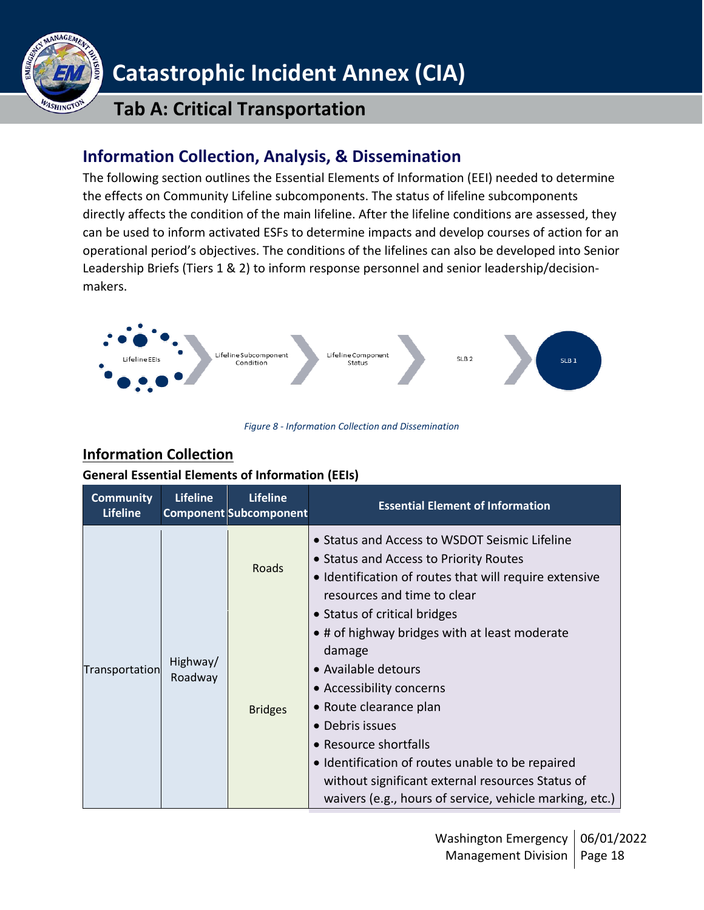## Information Collection, Analysis, & Dissemination

The following section outlines the Essential Elements of Information (EEI) needed to determine the effects on Community Lifeline subcomponents. The status of lifeline subcomponents directly affects the condition of the main lifeline. After the lifeline conditions are assessed, they can be used to inform activated ESFs to determine impacts and develop courses of action for an operational period's objectives. The conditions of the lifelines can also be developed into Senior Leadership Briefs (Tiers 1 & 2) to inform response personnel and senior leadership/decision-makers.

Lifeline EEIs → Lifeline Subcomponent Condition → Lifeline Component Status → SLB 2 → SLB 1

*Figure 8 - Information Collection and Dissemination*

### Information Collection

**General Essential Elements of Information (EEIs)**

| Community Lifeline | Lifeline Component | Lifeline Subcomponent | Essential Element of Information |
|---|---|---|---|
| Transportation | Highway/ Roadway | Roads | • Status and Access to WSDOT Seismic Lifeline<br>• Status and Access to Priority Routes<br>• Identification of routes that will require extensive resources and time to clear |
| | | Bridges | • Status of critical bridges<br>• # of highway bridges with at least moderate damage<br>• Available detours<br>• Accessibility concerns<br>• Route clearance plan<br>• Debris issues<br>• Resource shortfalls<br>• Identification of routes unable to be repaired without significant external resources Status of waivers (e.g., hours of service, vehicle marking, etc.) |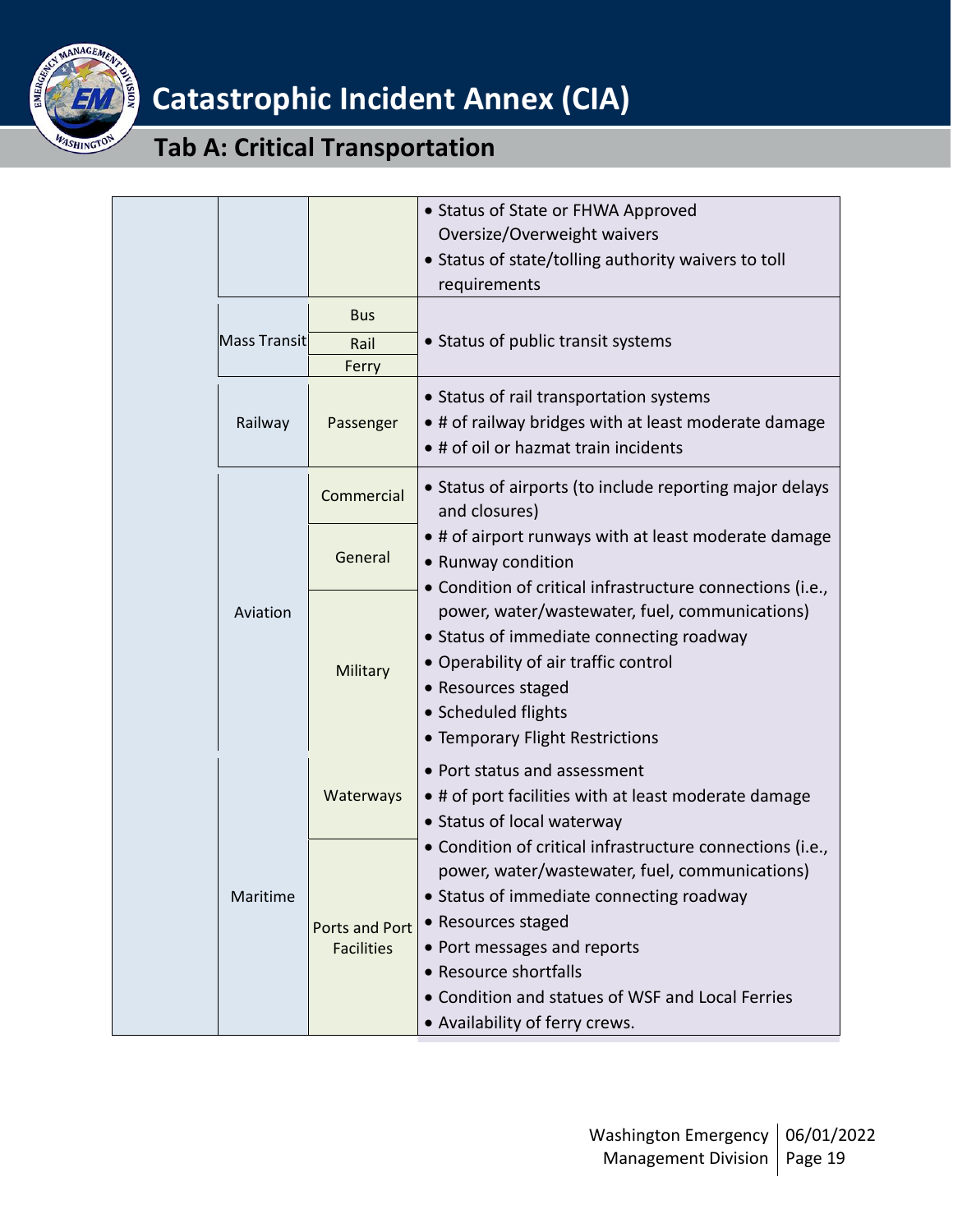| | | | |
|---|---|---|---|
| | | | • Status of State or FHWA Approved Oversize/Overweight waivers<br>• Status of state/tolling authority waivers to toll requirements |
| | Mass Transit | Bus<br>Rail<br>Ferry | • Status of public transit systems |
| | Railway | Passenger | • Status of rail transportation systems<br>• # of railway bridges with at least moderate damage<br>• # of oil or hazmat train incidents |
| | Aviation | Commercial<br>General<br>Military | • Status of airports (to include reporting major delays and closures)<br>• # of airport runways with at least moderate damage<br>• Runway condition<br>• Condition of critical infrastructure connections (i.e., power, water/wastewater, fuel, communications)<br>• Status of immediate connecting roadway<br>• Operability of air traffic control<br>• Resources staged<br>• Scheduled flights<br>• Temporary Flight Restrictions |
| | Maritime | Waterways<br>Ports and Port Facilities | • Port status and assessment<br>• # of port facilities with at least moderate damage<br>• Status of local waterway<br>• Condition of critical infrastructure connections (i.e., power, water/wastewater, fuel, communications)<br>• Status of immediate connecting roadway<br>• Resources staged<br>• Port messages and reports<br>• Resource shortfalls<br>• Condition and statues of WSF and Local Ferries<br>• Availability of ferry crews. |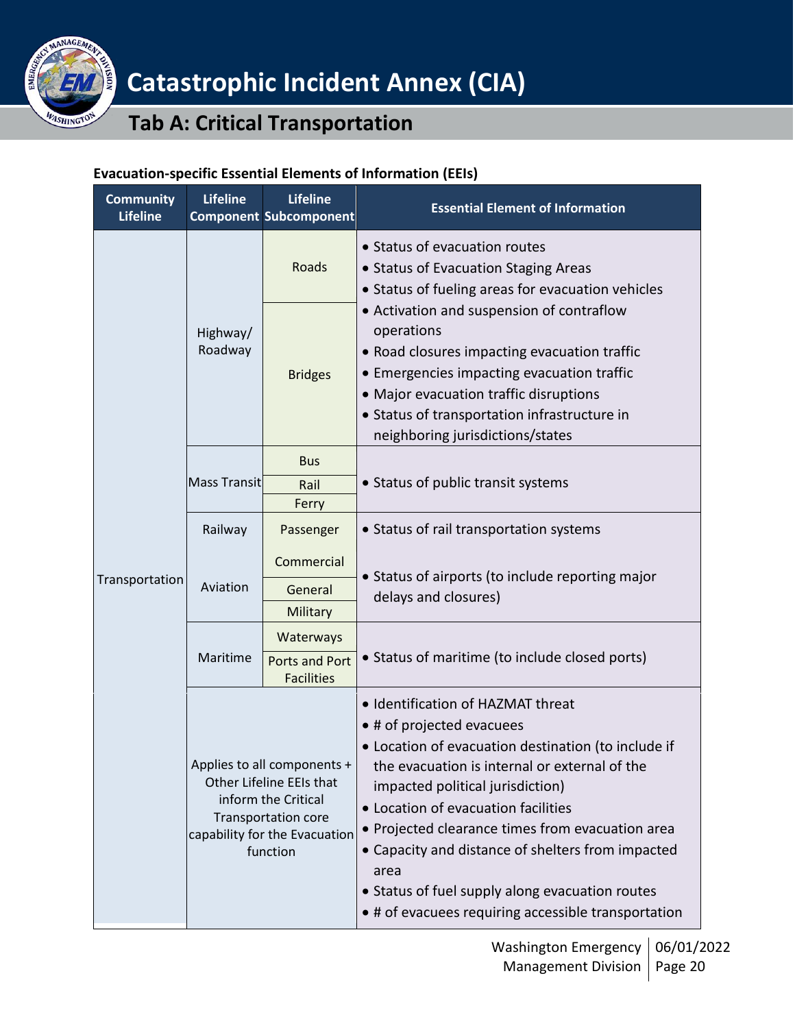**Evacuation-specific Essential Elements of Information (EEIs)**

| Community Lifeline | Lifeline Component | Lifeline Subcomponent | Essential Element of Information |
|---|---|---|---|
| Transportation | Highway/ Roadway | Roads | • Status of evacuation routes<br>• Status of Evacuation Staging Areas<br>• Status of fueling areas for evacuation vehicles<br>• Activation and suspension of contraflow operations<br>• Road closures impacting evacuation traffic<br>• Emergencies impacting evacuation traffic<br>• Major evacuation traffic disruptions<br>• Status of transportation infrastructure in neighboring jurisdictions/states |
| | | Bridges | |
| | Mass Transit | Bus | • Status of public transit systems |
| | | Rail | |
| | | Ferry | |
| | Railway | Passenger | • Status of rail transportation systems |
| | Aviation | Commercial | • Status of airports (to include reporting major delays and closures) |
| | | General | |
| | | Military | |
| | Maritime | Waterways | • Status of maritime (to include closed ports) |
| | | Ports and Port Facilities | |
| | Applies to all components + Other Lifeline EEIs that inform the Critical Transportation core capability for the Evacuation function | | • Identification of HAZMAT threat<br>• # of projected evacuees<br>• Location of evacuation destination (to include if the evacuation is internal or external of the impacted political jurisdiction)<br>• Location of evacuation facilities<br>• Projected clearance times from evacuation area<br>• Capacity and distance of shelters from impacted area<br>• Status of fuel supply along evacuation routes<br>• # of evacuees requiring accessible transportation |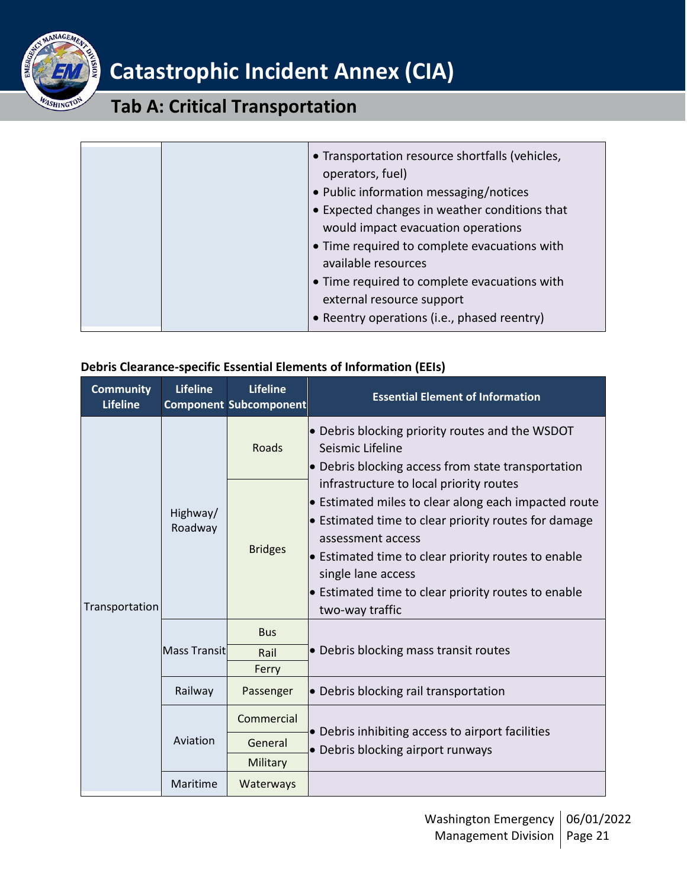| | | |
|---|---|---|
| | | • Transportation resource shortfalls (vehicles, operators, fuel)<br>• Public information messaging/notices<br>• Expected changes in weather conditions that would impact evacuation operations<br>• Time required to complete evacuations with available resources<br>• Time required to complete evacuations with external resource support<br>• Reentry operations (i.e., phased reentry) |

**Debris Clearance-specific Essential Elements of Information (EEIs)**

| Community Lifeline | Lifeline Component | Lifeline Subcomponent | Essential Element of Information |
|---|---|---|---|
| Transportation | Highway/ Roadway | Roads | • Debris blocking priority routes and the WSDOT Seismic Lifeline<br>• Debris blocking access from state transportation infrastructure to local priority routes<br>• Estimated miles to clear along each impacted route<br>• Estimated time to clear priority routes for damage assessment access<br>• Estimated time to clear priority routes to enable single lane access<br>• Estimated time to clear priority routes to enable two-way traffic |
| | | Bridges | |
| | Mass Transit | Bus | • Debris blocking mass transit routes |
| | | Rail | |
| | | Ferry | |
| | Railway | Passenger | • Debris blocking rail transportation |
| | Aviation | Commercial | • Debris inhibiting access to airport facilities<br>• Debris blocking airport runways |
| | | General | |
| | | Military | |
| | Maritime | Waterways | |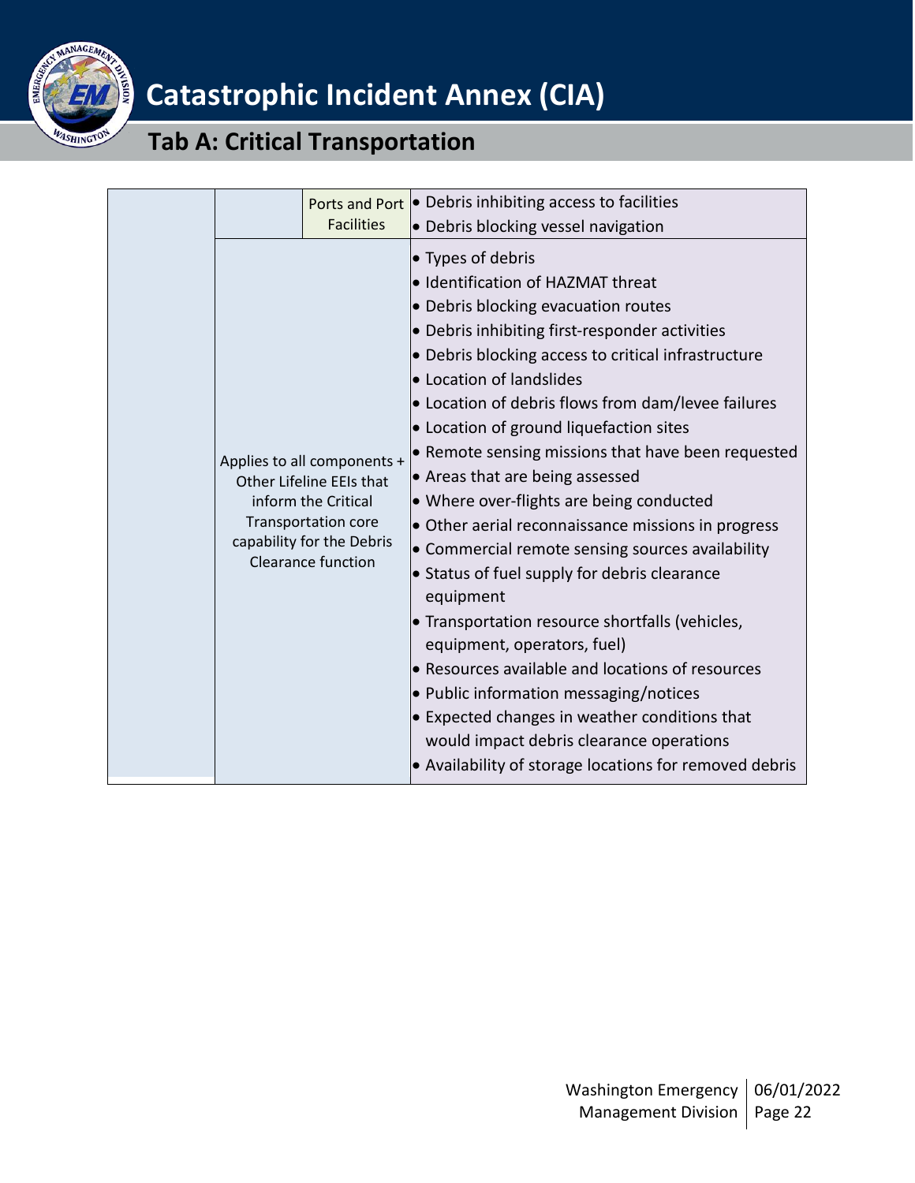| | | | |
|---|---|---|---|
| | | Ports and Port Facilities | • Debris inhibiting access to facilities<br>• Debris blocking vessel navigation |
| | Applies to all components + Other Lifeline EEIs that inform the Critical Transportation core capability for the Debris Clearance function | | • Types of debris<br>• Identification of HAZMAT threat<br>• Debris blocking evacuation routes<br>• Debris inhibiting first-responder activities<br>• Debris blocking access to critical infrastructure<br>• Location of landslides<br>• Location of debris flows from dam/levee failures<br>• Location of ground liquefaction sites<br>• Remote sensing missions that have been requested<br>• Areas that are being assessed<br>• Where over-flights are being conducted<br>• Other aerial reconnaissance missions in progress<br>• Commercial remote sensing sources availability<br>• Status of fuel supply for debris clearance equipment<br>• Transportation resource shortfalls (vehicles, equipment, operators, fuel)<br>• Resources available and locations of resources<br>• Public information messaging/notices<br>• Expected changes in weather conditions that would impact debris clearance operations<br>• Availability of storage locations for removed debris |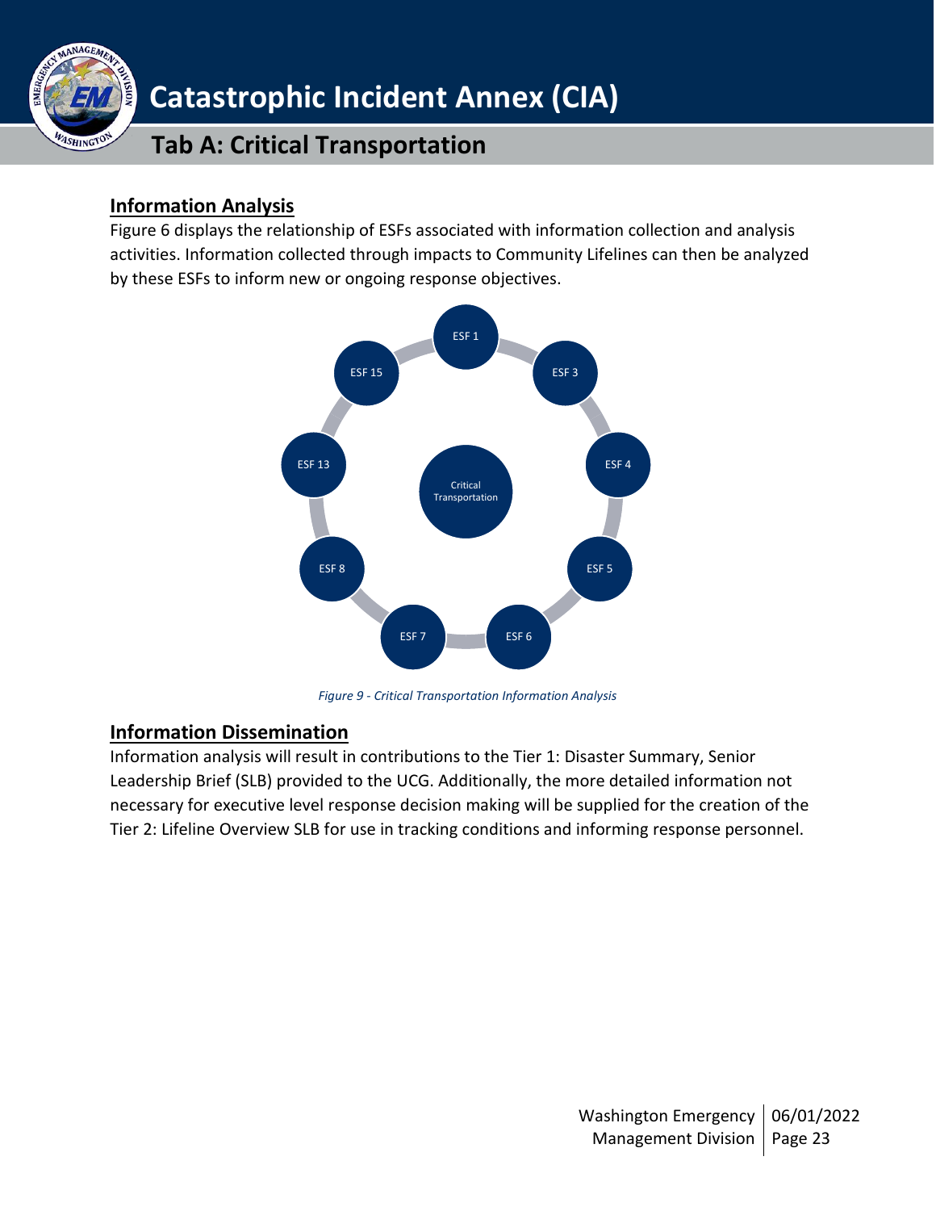## Information Analysis

Figure 6 displays the relationship of ESFs associated with information collection and analysis activities. Information collected through impacts to Community Lifelines can then be analyzed by these ESFs to inform new or ongoing response objectives.

Critical Transportation

ESF 1, ESF 3, ESF 4, ESF 5, ESF 6, ESF 7, ESF 8, ESF 13, ESF 15

*Figure 9 - Critical Transportation Information Analysis*

## Information Dissemination

Information analysis will result in contributions to the Tier 1: Disaster Summary, Senior Leadership Brief (SLB) provided to the UCG. Additionally, the more detailed information not necessary for executive level response decision making will be supplied for the creation of the Tier 2: Lifeline Overview SLB for use in tracking conditions and informing response personnel.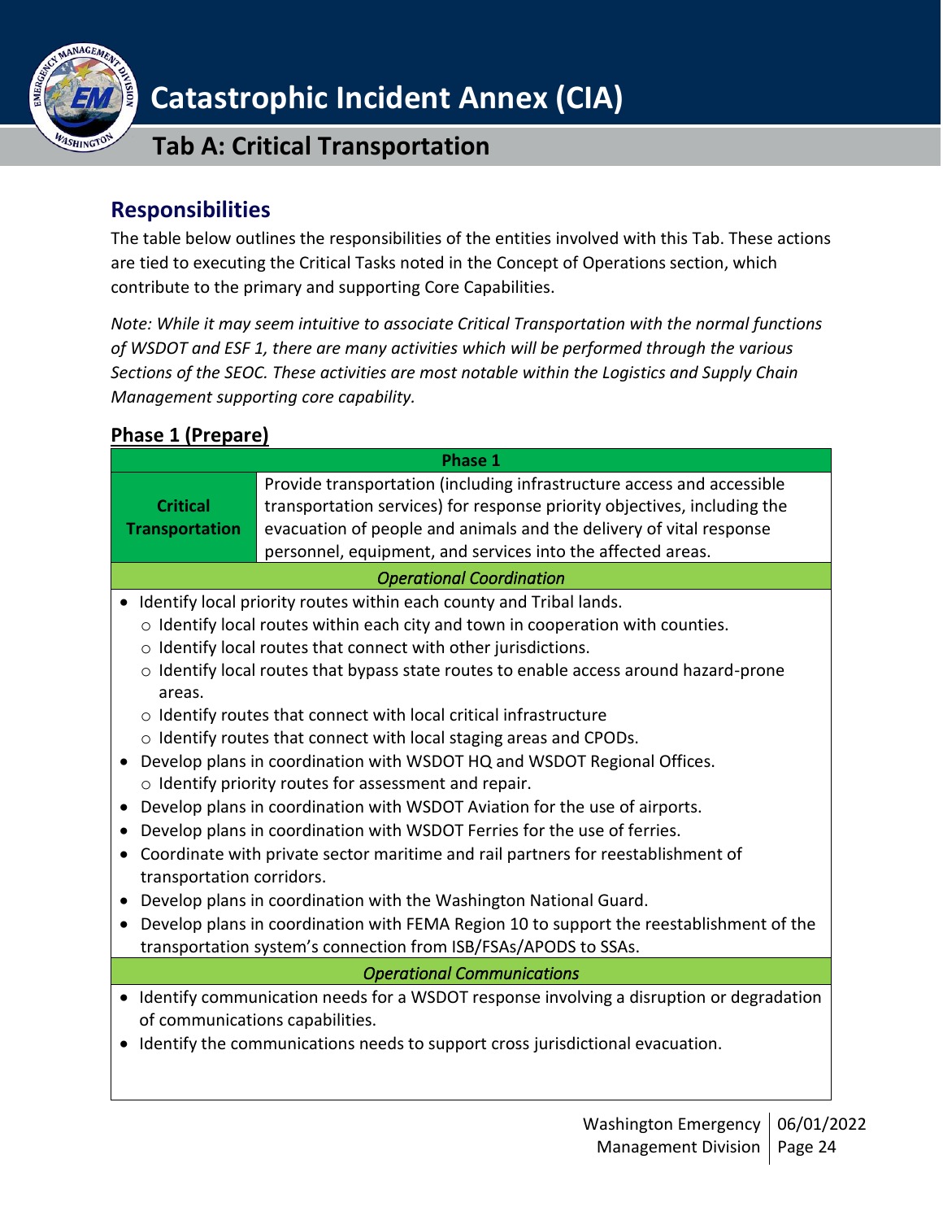## Responsibilities

The table below outlines the responsibilities of the entities involved with this Tab. These actions are tied to executing the Critical Tasks noted in the Concept of Operations section, which contribute to the primary and supporting Core Capabilities.

*Note: While it may seem intuitive to associate Critical Transportation with the normal functions of WSDOT and ESF 1, there are many activities which will be performed through the various Sections of the SEOC. These activities are most notable within the Logistics and Supply Chain Management supporting core capability.*

### Phase 1 (Prepare)

| Phase 1 | |
|---|---|
| **Critical Transportation** | Provide transportation (including infrastructure access and accessible transportation services) for response priority objectives, including the evacuation of people and animals and the delivery of vital response personnel, equipment, and services into the affected areas. |

***Operational Coordination***

- Identify local priority routes within each county and Tribal lands.
  - Identify local routes within each city and town in cooperation with counties.
  - Identify local routes that connect with other jurisdictions.
  - Identify local routes that bypass state routes to enable access around hazard-prone areas.
  - Identify routes that connect with local critical infrastructure
  - Identify routes that connect with local staging areas and CPODs.
- Develop plans in coordination with WSDOT HQ and WSDOT Regional Offices.
  - Identify priority routes for assessment and repair.
- Develop plans in coordination with WSDOT Aviation for the use of airports.
- Develop plans in coordination with WSDOT Ferries for the use of ferries.
- Coordinate with private sector maritime and rail partners for reestablishment of transportation corridors.
- Develop plans in coordination with the Washington National Guard.
- Develop plans in coordination with FEMA Region 10 to support the reestablishment of the transportation system's connection from ISB/FSAs/APODS to SSAs.

***Operational Communications***

- Identify communication needs for a WSDOT response involving a disruption or degradation of communications capabilities.
- Identify the communications needs to support cross jurisdictional evacuation.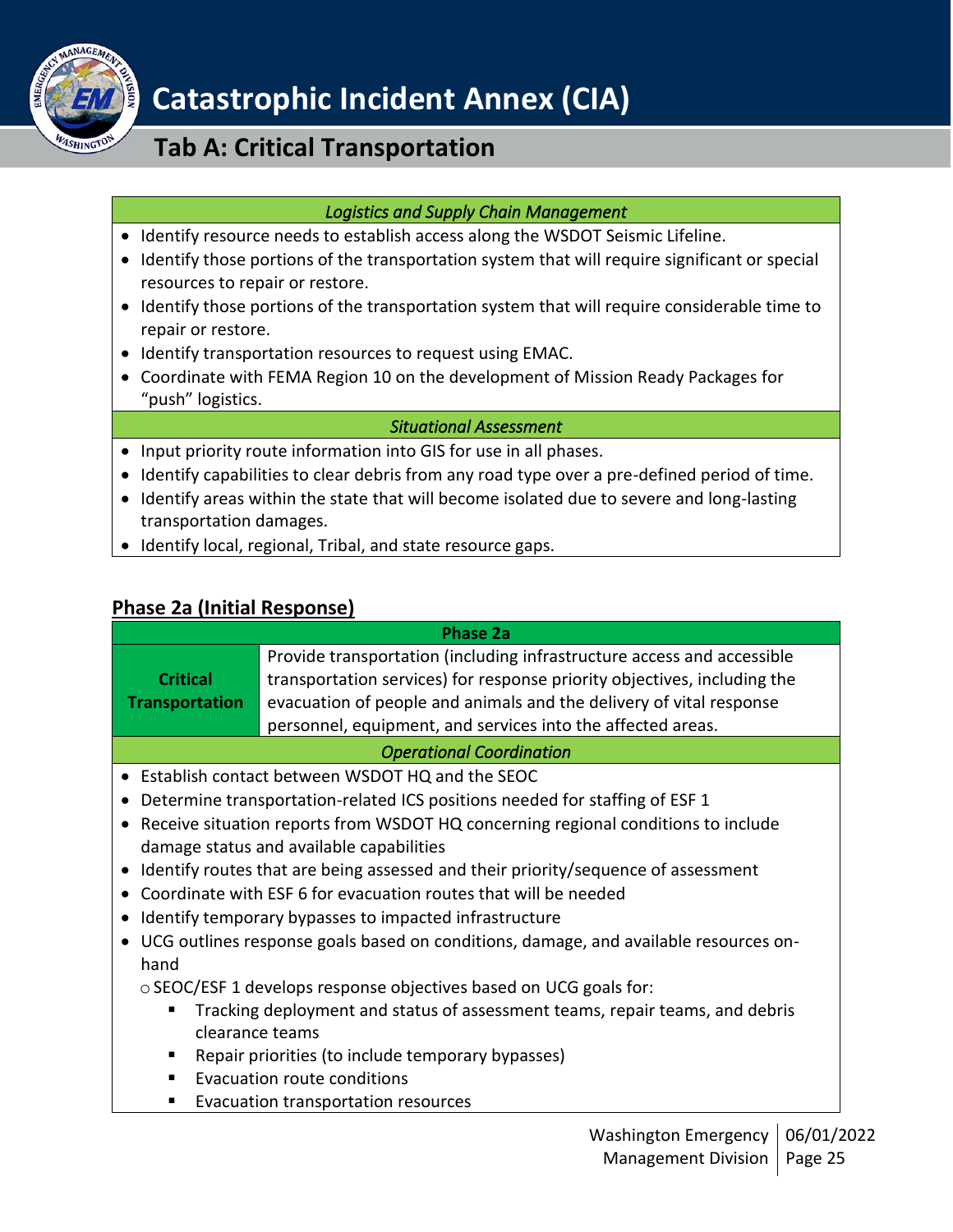*Logistics and Supply Chain Management*

- Identify resource needs to establish access along the WSDOT Seismic Lifeline.
- Identify those portions of the transportation system that will require significant or special resources to repair or restore.
- Identify those portions of the transportation system that will require considerable time to repair or restore.
- Identify transportation resources to request using EMAC.
- Coordinate with FEMA Region 10 on the development of Mission Ready Packages for "push" logistics.

*Situational Assessment*

- Input priority route information into GIS for use in all phases.
- Identify capabilities to clear debris from any road type over a pre-defined period of time.
- Identify areas within the state that will become isolated due to severe and long-lasting transportation damages.
- Identify local, regional, Tribal, and state resource gaps.

## Phase 2a (Initial Response)

| Phase 2a | |
|---|---|
| **Critical Transportation** | Provide transportation (including infrastructure access and accessible transportation services) for response priority objectives, including the evacuation of people and animals and the delivery of vital response personnel, equipment, and services into the affected areas. |

*Operational Coordination*

- Establish contact between WSDOT HQ and the SEOC
- Determine transportation-related ICS positions needed for staffing of ESF 1
- Receive situation reports from WSDOT HQ concerning regional conditions to include damage status and available capabilities
- Identify routes that are being assessed and their priority/sequence of assessment
- Coordinate with ESF 6 for evacuation routes that will be needed
- Identify temporary bypasses to impacted infrastructure
- UCG outlines response goals based on conditions, damage, and available resources on-hand
  - SEOC/ESF 1 develops response objectives based on UCG goals for:
    - Tracking deployment and status of assessment teams, repair teams, and debris clearance teams
    - Repair priorities (to include temporary bypasses)
    - Evacuation route conditions
    - Evacuation transportation resources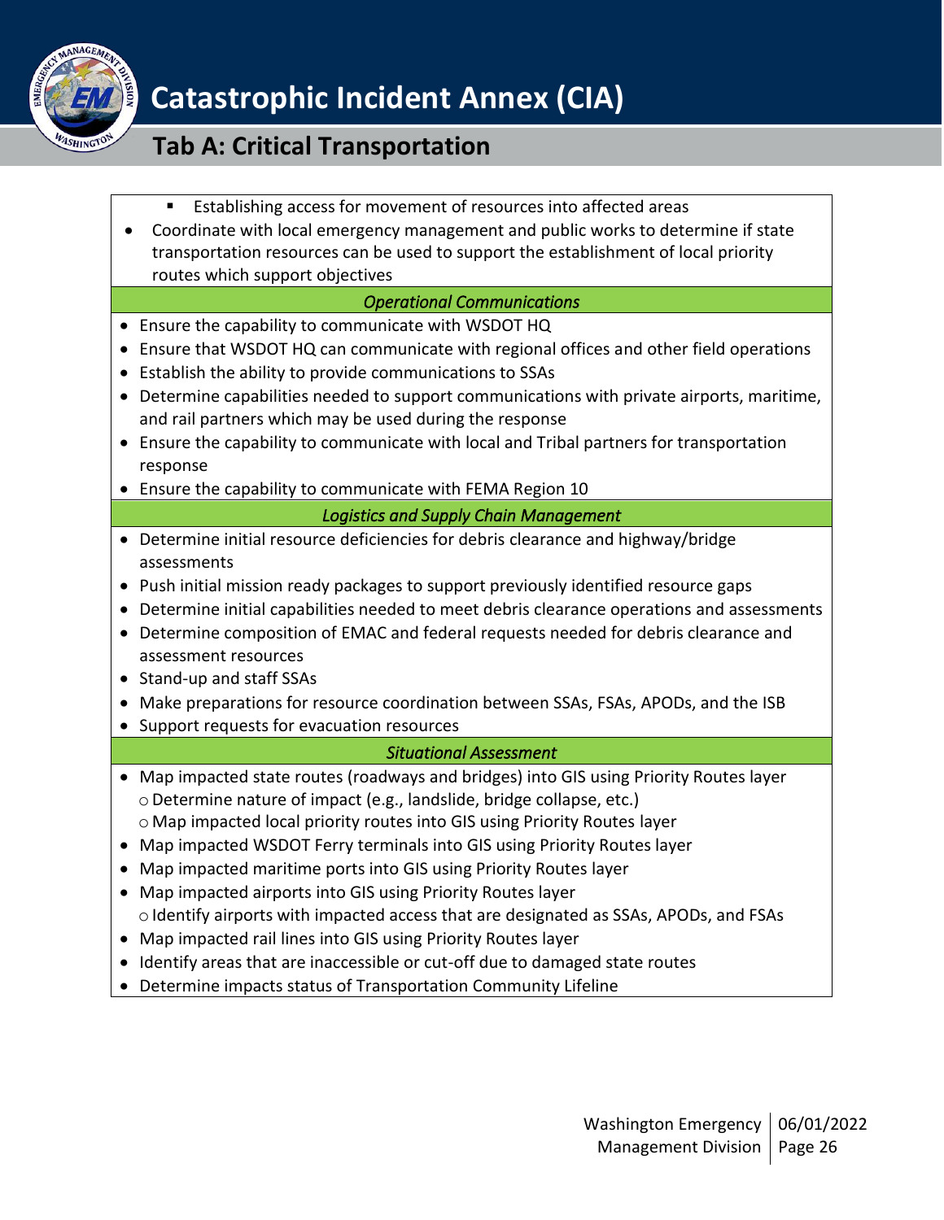- Establishing access for movement of resources into affected areas
- Coordinate with local emergency management and public works to determine if state transportation resources can be used to support the establishment of local priority routes which support objectives

*Operational Communications*

- Ensure the capability to communicate with WSDOT HQ
- Ensure that WSDOT HQ can communicate with regional offices and other field operations
- Establish the ability to provide communications to SSAs
- Determine capabilities needed to support communications with private airports, maritime, and rail partners which may be used during the response
- Ensure the capability to communicate with local and Tribal partners for transportation response
- Ensure the capability to communicate with FEMA Region 10

*Logistics and Supply Chain Management*

- Determine initial resource deficiencies for debris clearance and highway/bridge assessments
- Push initial mission ready packages to support previously identified resource gaps
- Determine initial capabilities needed to meet debris clearance operations and assessments
- Determine composition of EMAC and federal requests needed for debris clearance and assessment resources
- Stand-up and staff SSAs
- Make preparations for resource coordination between SSAs, FSAs, APODs, and the ISB
- Support requests for evacuation resources

*Situational Assessment*

- Map impacted state routes (roadways and bridges) into GIS using Priority Routes layer
  - Determine nature of impact (e.g., landslide, bridge collapse, etc.)
  - Map impacted local priority routes into GIS using Priority Routes layer
- Map impacted WSDOT Ferry terminals into GIS using Priority Routes layer
- Map impacted maritime ports into GIS using Priority Routes layer
- Map impacted airports into GIS using Priority Routes layer
  - Identify airports with impacted access that are designated as SSAs, APODs, and FSAs
- Map impacted rail lines into GIS using Priority Routes layer
- Identify areas that are inaccessible or cut-off due to damaged state routes
- Determine impacts status of Transportation Community Lifeline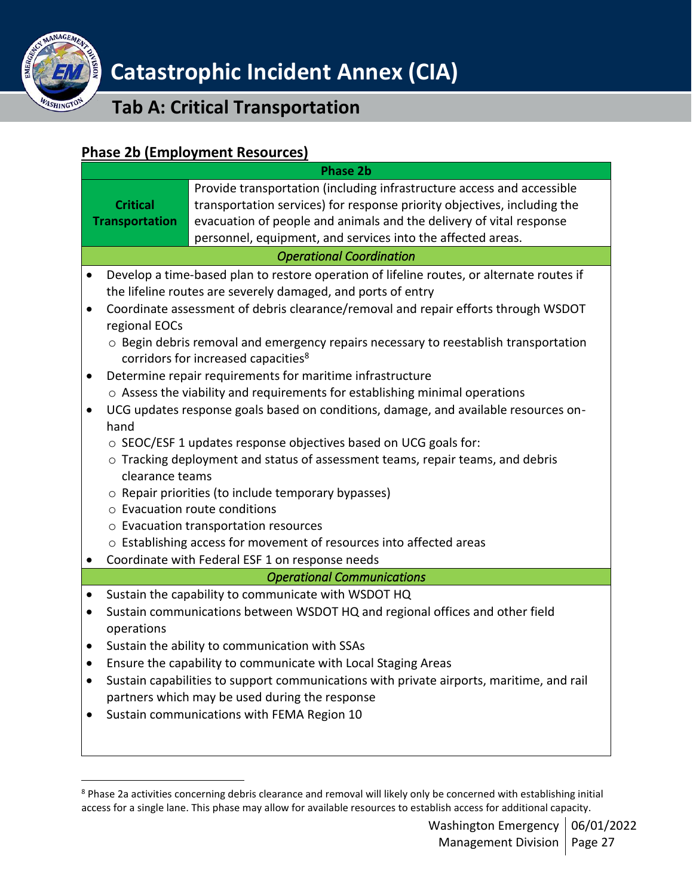## Phase 2b (Employment Resources)

| Phase 2b | |
|---|---|
| **Critical Transportation** | Provide transportation (including infrastructure access and accessible transportation services) for response priority objectives, including the evacuation of people and animals and the delivery of vital response personnel, equipment, and services into the affected areas. |

*Operational Coordination*

- Develop a time-based plan to restore operation of lifeline routes, or alternate routes if the lifeline routes are severely damaged, and ports of entry
- Coordinate assessment of debris clearance/removal and repair efforts through WSDOT regional EOCs
  - Begin debris removal and emergency repairs necessary to reestablish transportation corridors for increased capacities[8]
- Determine repair requirements for maritime infrastructure
  - Assess the viability and requirements for establishing minimal operations
- UCG updates response goals based on conditions, damage, and available resources on-hand
  - SEOC/ESF 1 updates response objectives based on UCG goals for:
  - Tracking deployment and status of assessment teams, repair teams, and debris clearance teams
  - Repair priorities (to include temporary bypasses)
  - Evacuation route conditions
  - Evacuation transportation resources
  - Establishing access for movement of resources into affected areas
- Coordinate with Federal ESF 1 on response needs

*Operational Communications*

- Sustain the capability to communicate with WSDOT HQ
- Sustain communications between WSDOT HQ and regional offices and other field operations
- Sustain the ability to communication with SSAs
- Ensure the capability to communicate with Local Staging Areas
- Sustain capabilities to support communications with private airports, maritime, and rail partners which may be used during the response
- Sustain communications with FEMA Region 10

[8] Phase 2a activities concerning debris clearance and removal will likely only be concerned with establishing initial access for a single lane. This phase may allow for available resources to establish access for additional capacity.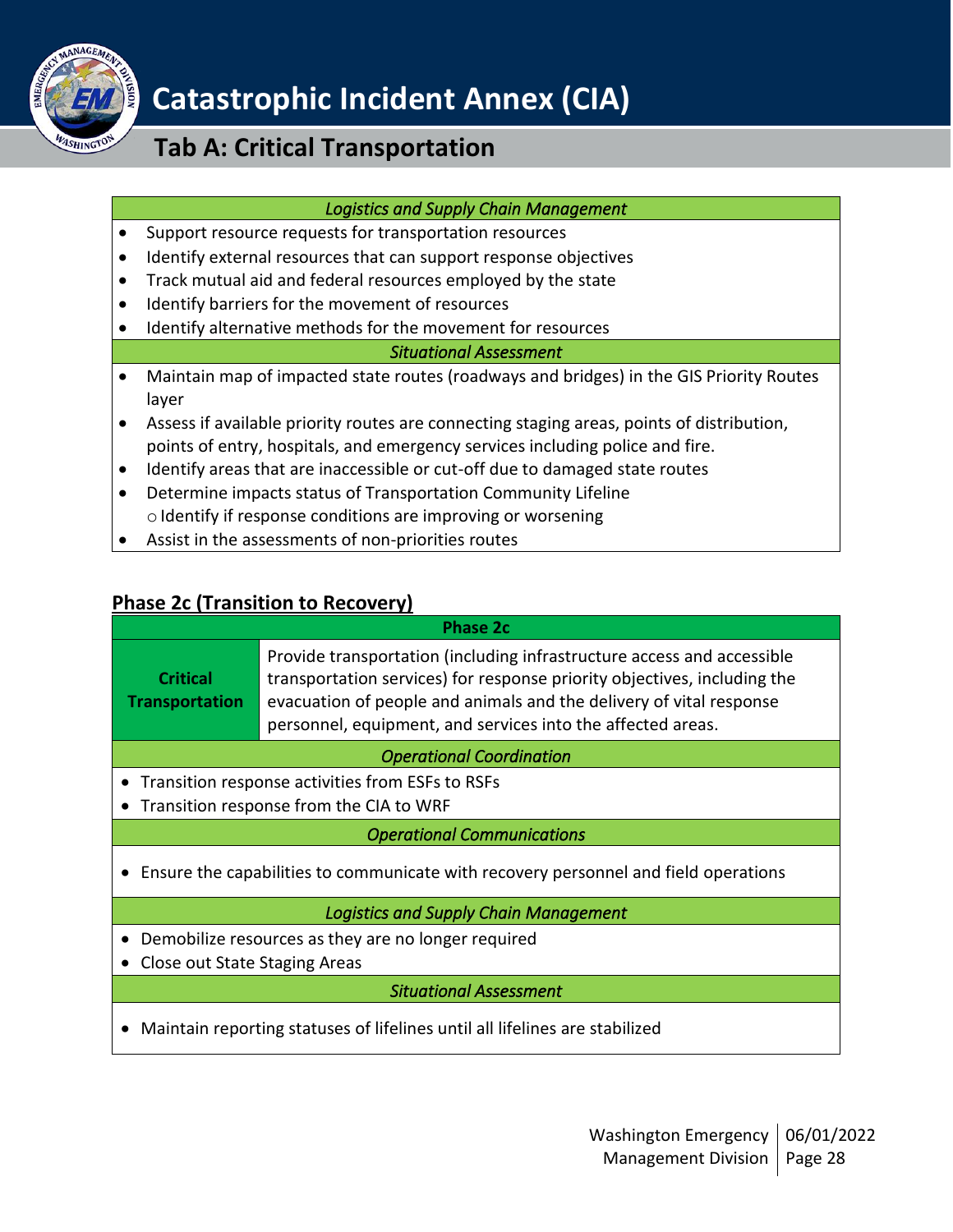*Logistics and Supply Chain Management*

- Support resource requests for transportation resources
- Identify external resources that can support response objectives
- Track mutual aid and federal resources employed by the state
- Identify barriers for the movement of resources
- Identify alternative methods for the movement for resources

*Situational Assessment*

- Maintain map of impacted state routes (roadways and bridges) in the GIS Priority Routes layer
- Assess if available priority routes are connecting staging areas, points of distribution, points of entry, hospitals, and emergency services including police and fire.
- Identify areas that are inaccessible or cut-off due to damaged state routes
- Determine impacts status of Transportation Community Lifeline
  - Identify if response conditions are improving or worsening
- Assist in the assessments of non-priorities routes

## Phase 2c (Transition to Recovery)

| Phase 2c | |
|---|---|
| **Critical Transportation** | Provide transportation (including infrastructure access and accessible transportation services) for response priority objectives, including the evacuation of people and animals and the delivery of vital response personnel, equipment, and services into the affected areas. |

*Operational Coordination*

- Transition response activities from ESFs to RSFs
- Transition response from the CIA to WRF

*Operational Communications*

- Ensure the capabilities to communicate with recovery personnel and field operations

*Logistics and Supply Chain Management*

- Demobilize resources as they are no longer required
- Close out State Staging Areas

*Situational Assessment*

- Maintain reporting statuses of lifelines until all lifelines are stabilized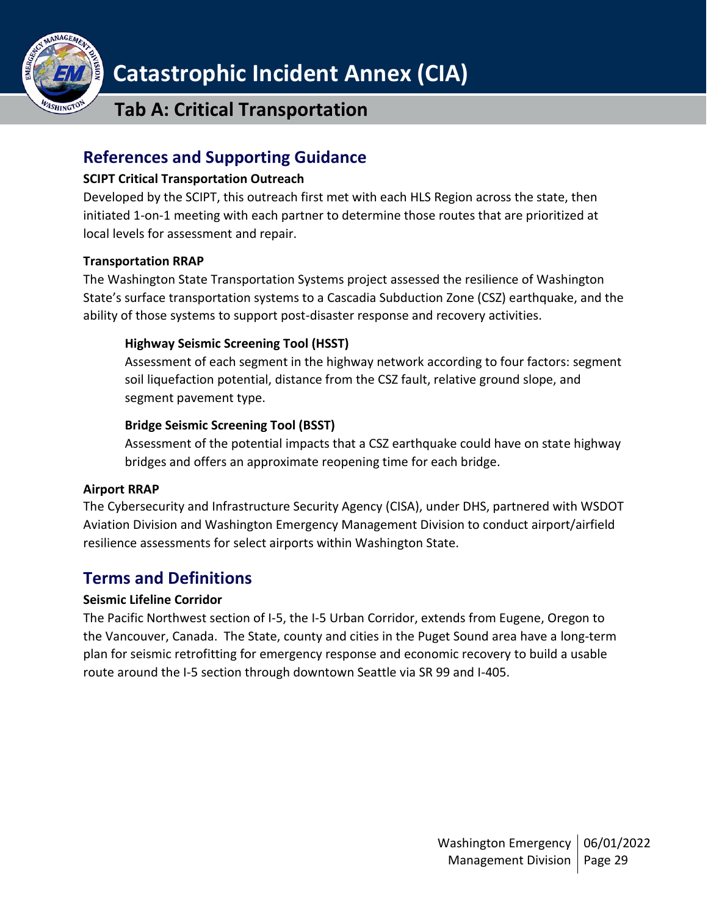## References and Supporting Guidance

**SCIPT Critical Transportation Outreach**

Developed by the SCIPT, this outreach first met with each HLS Region across the state, then initiated 1-on-1 meeting with each partner to determine those routes that are prioritized at local levels for assessment and repair.

**Transportation RRAP**

The Washington State Transportation Systems project assessed the resilience of Washington State's surface transportation systems to a Cascadia Subduction Zone (CSZ) earthquake, and the ability of those systems to support post-disaster response and recovery activities.

> **Highway Seismic Screening Tool (HSST)**
>
> Assessment of each segment in the highway network according to four factors: segment soil liquefaction potential, distance from the CSZ fault, relative ground slope, and segment pavement type.
>
> **Bridge Seismic Screening Tool (BSST)**
>
> Assessment of the potential impacts that a CSZ earthquake could have on state highway bridges and offers an approximate reopening time for each bridge.

**Airport RRAP**

The Cybersecurity and Infrastructure Security Agency (CISA), under DHS, partnered with WSDOT Aviation Division and Washington Emergency Management Division to conduct airport/airfield resilience assessments for select airports within Washington State.

## Terms and Definitions

**Seismic Lifeline Corridor**

The Pacific Northwest section of I-5, the I-5 Urban Corridor, extends from Eugene, Oregon to the Vancouver, Canada. The State, county and cities in the Puget Sound area have a long-term plan for seismic retrofitting for emergency response and economic recovery to build a usable route around the I-5 section through downtown Seattle via SR 99 and I-405.